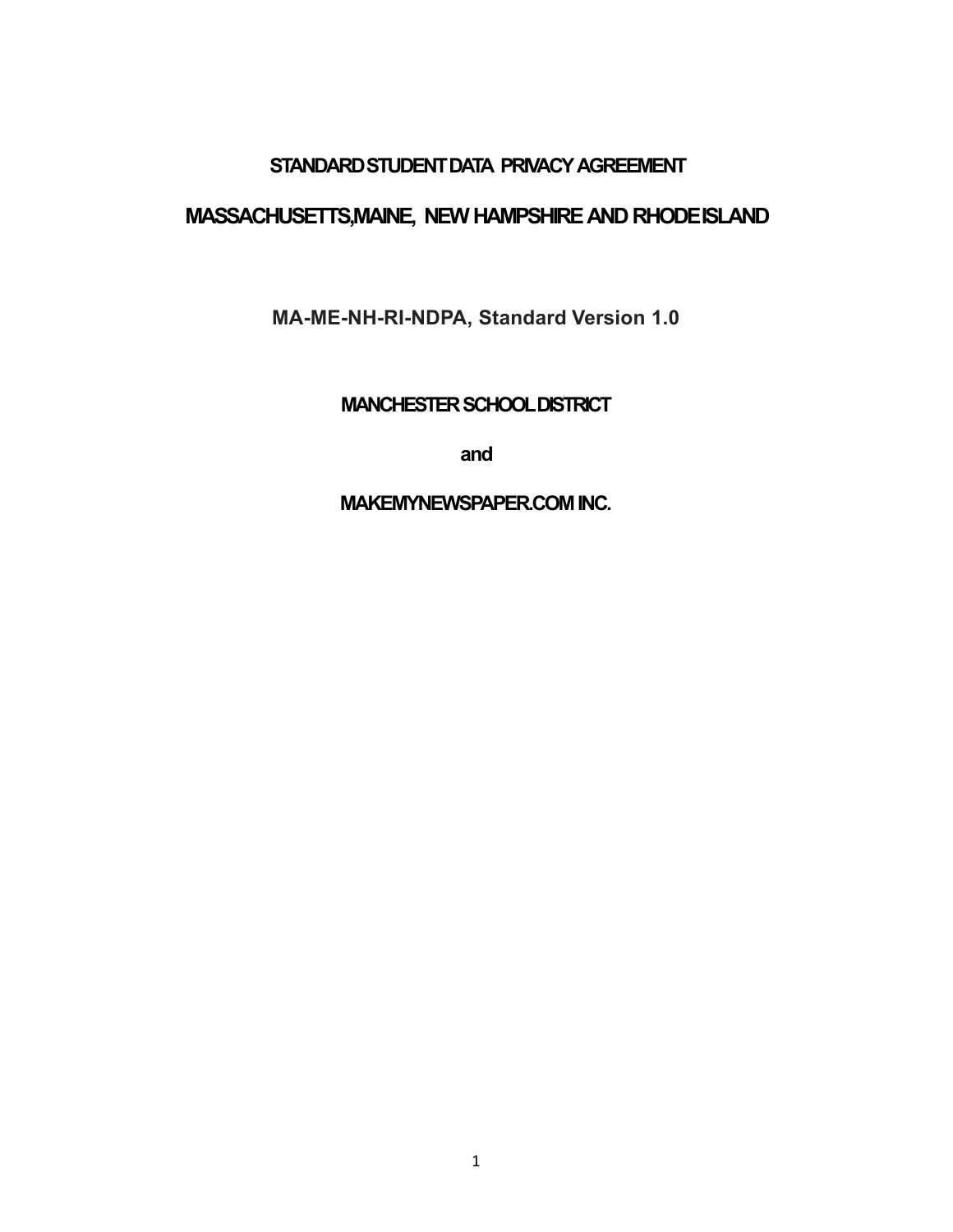# STANDARD STUDENT DATA PRIVACY AGREEMENT

# MASSACHUSETTS, MAINE, NEW HAMPSHIRE AND RHODE ISLAND

**MA-ME-NH-RI-NDPA, Standard Version 1.0**

**MANCHESTER SCHOOL DISTRICT**

**and**

**MAKEMYNEWSPAPER.COM INC.**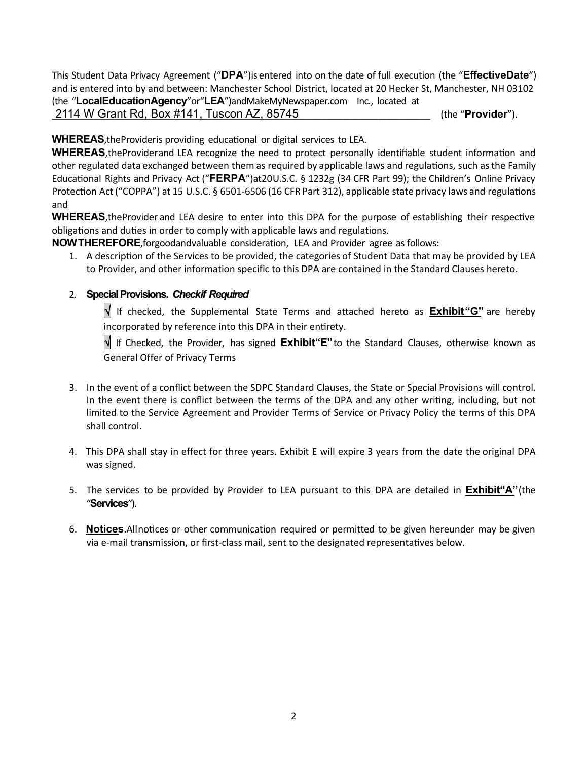This Student Data Privacy Agreement ("**DPA**")is entered into on the date of full execution (the "**EffectiveDate**") and is entered into by and between: Manchester School District, located at 20 Hecker St, Manchester, NH 03102 (the "**LocalEducationAgency**"or"**LEA**")andMakeMyNewspaper.com Inc., located at 2114 W Grant Rd, Box #141, Tuscon AZ, 85745 (the "**Provider**").

**WHEREAS**,theProvideris providing educational or digital services to LEA.

**WHEREAS**,theProviderand LEA recognize the need to protect personally identifiable student information and other regulated data exchanged between them as required by applicable laws and regulations, such as the Family Educational Rights and Privacy Act ("**FERPA**")at20U.S.C. § 1232g (34 CFR Part 99); the Children's Online Privacy Protection Act ("COPPA") at 15 U.S.C. § 6501-6506 (16 CFR Part 312), applicable state privacy laws and regulations and

**WHEREAS**,theProvider and LEA desire to enter into this DPA for the purpose of establishing their respective obligations and duties in order to comply with applicable laws and regulations.

**NOWTHEREFORE**,forgoodandvaluable consideration, LEA and Provider agree as follows:

1. A description of the Services to be provided, the categories of Student Data that may be provided by LEA to Provider, and other information specific to this DPA are contained in the Standard Clauses hereto.

2. **Special Provisions.** ***Checkif Required***

   √ If checked, the Supplemental State Terms and attached hereto as **Exhibit"G"** are hereby incorporated by reference into this DPA in their entirety.

   √ If Checked, the Provider, has signed **Exhibit"E"** to the Standard Clauses, otherwise known as General Offer of Privacy Terms

3. In the event of a conflict between the SDPC Standard Clauses, the State or Special Provisions will control. In the event there is conflict between the terms of the DPA and any other writing, including, but not limited to the Service Agreement and Provider Terms of Service or Privacy Policy the terms of this DPA shall control.

4. This DPA shall stay in effect for three years. Exhibit E will expire 3 years from the date the original DPA was signed.

5. The services to be provided by Provider to LEA pursuant to this DPA are detailed in **Exhibit"A"**(the "**Services**").

6. **Notices**.Allnotices or other communication required or permitted to be given hereunder may be given via e-mail transmission, or first-class mail, sent to the designated representatives below.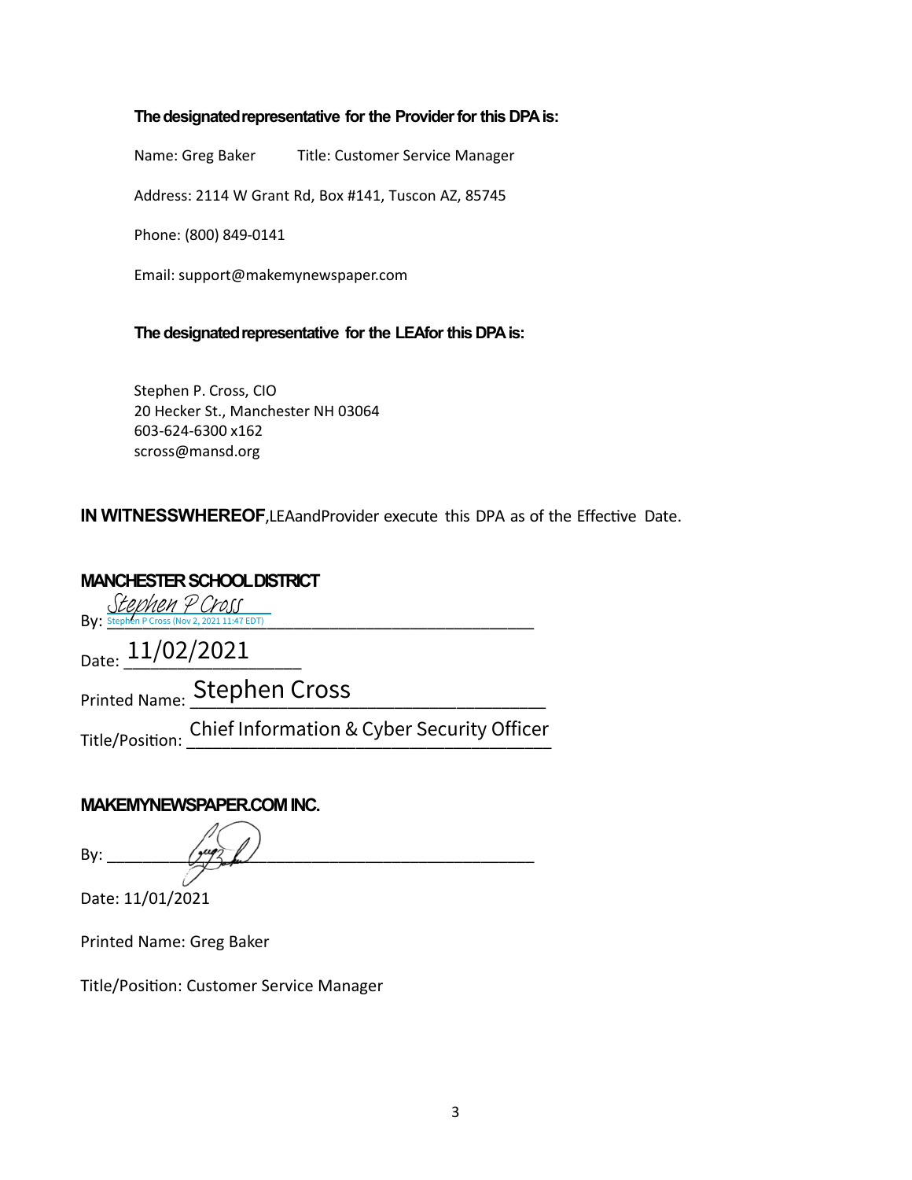**The designated representative for the Provider for this DPA is:**

Name: Greg Baker Title: Customer Service Manager

Address: 2114 W Grant Rd, Box #141, Tuscon AZ, 85745

Phone: (800) 849-0141

Email: support@makemynewspaper.com

**The designated representative for the LEA for this DPA is:**

Stephen P. Cross, CIO
20 Hecker St., Manchester NH 03064
603-624-6300 x162
scross@mansd.org

**IN WITNESS WHEREOF**, LEA and Provider execute this DPA as of the Effective Date.

**MANCHESTER SCHOOL DISTRICT**

By: Stephen P Cross (Nov 2, 2021 11:47 EDT)

Date: 11/02/2021

Printed Name: Stephen Cross

Title/Position: Chief Information & Cyber Security Officer

**MAKEMYNEWSPAPER.COM INC.**

By: ____________________

Date: 11/01/2021

Printed Name: Greg Baker

Title/Position: Customer Service Manager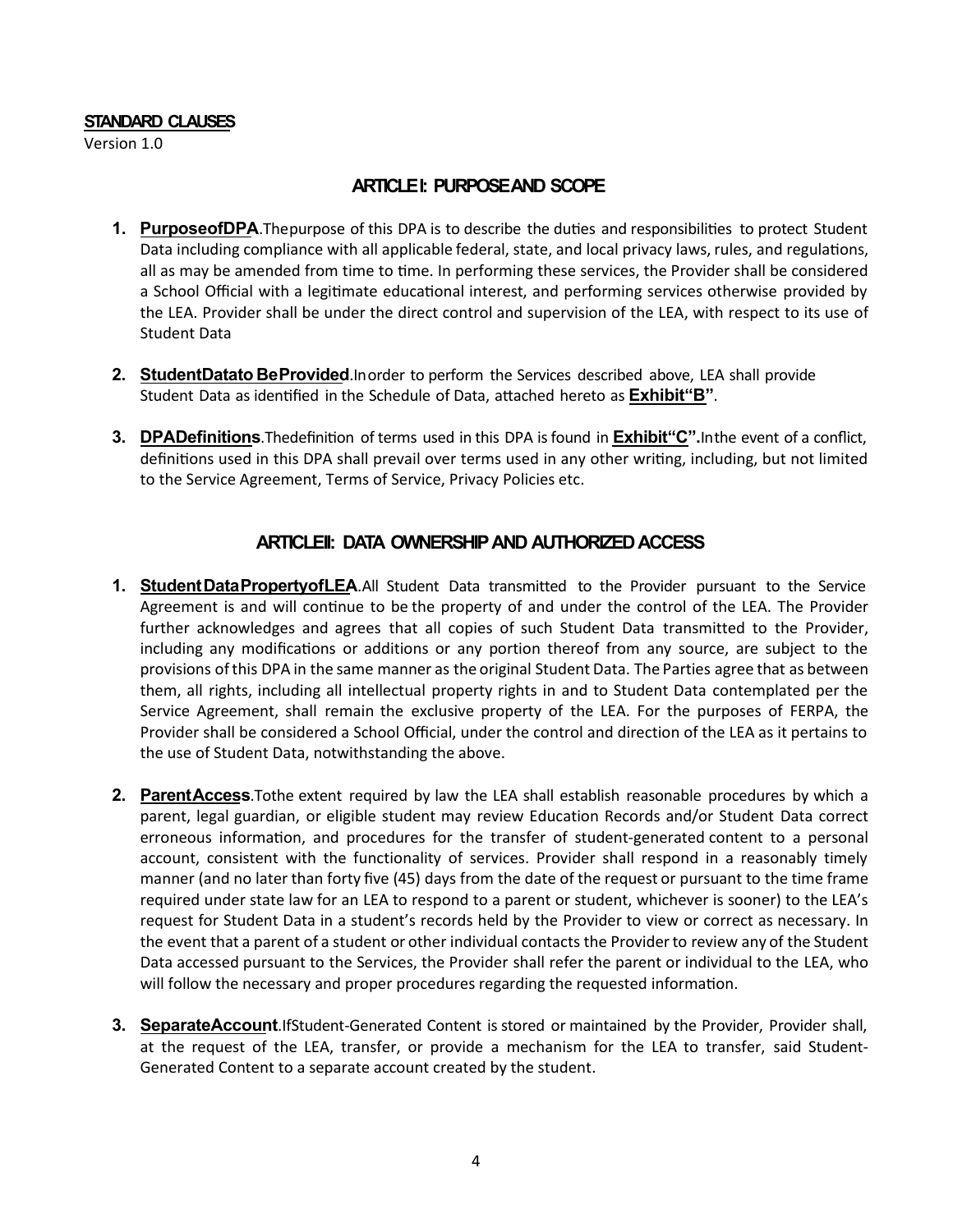**STANDARD CLAUSES**

Version 1.0

## ARTICLE I: PURPOSE AND SCOPE

1. **Purpose of DPA**. The purpose of this DPA is to describe the duties and responsibilities to protect Student Data including compliance with all applicable federal, state, and local privacy laws, rules, and regulations, all as may be amended from time to time. In performing these services, the Provider shall be considered a School Official with a legitimate educational interest, and performing services otherwise provided by the LEA. Provider shall be under the direct control and supervision of the LEA, with respect to its use of Student Data

2. **Student Data to Be Provided**. In order to perform the Services described above, LEA shall provide Student Data as identified in the Schedule of Data, attached hereto as **Exhibit "B"**.

3. **DPA Definitions**. The definition of terms used in this DPA is found in **Exhibit "C".** In the event of a conflict, definitions used in this DPA shall prevail over terms used in any other writing, including, but not limited to the Service Agreement, Terms of Service, Privacy Policies etc.

## ARTICLE II: DATA OWNERSHIP AND AUTHORIZED ACCESS

1. **Student Data Property of LEA**. All Student Data transmitted to the Provider pursuant to the Service Agreement is and will continue to be the property of and under the control of the LEA. The Provider further acknowledges and agrees that all copies of such Student Data transmitted to the Provider, including any modifications or additions or any portion thereof from any source, are subject to the provisions of this DPA in the same manner as the original Student Data. The Parties agree that as between them, all rights, including all intellectual property rights in and to Student Data contemplated per the Service Agreement, shall remain the exclusive property of the LEA. For the purposes of FERPA, the Provider shall be considered a School Official, under the control and direction of the LEA as it pertains to the use of Student Data, notwithstanding the above.

2. **Parent Access**. To the extent required by law the LEA shall establish reasonable procedures by which a parent, legal guardian, or eligible student may review Education Records and/or Student Data correct erroneous information, and procedures for the transfer of student-generated content to a personal account, consistent with the functionality of services. Provider shall respond in a reasonably timely manner (and no later than forty five (45) days from the date of the request or pursuant to the time frame required under state law for an LEA to respond to a parent or student, whichever is sooner) to the LEA's request for Student Data in a student's records held by the Provider to view or correct as necessary. In the event that a parent of a student or other individual contacts the Provider to review any of the Student Data accessed pursuant to the Services, the Provider shall refer the parent or individual to the LEA, who will follow the necessary and proper procedures regarding the requested information.

3. **Separate Account**. If Student-Generated Content is stored or maintained by the Provider, Provider shall, at the request of the LEA, transfer, or provide a mechanism for the LEA to transfer, said Student-Generated Content to a separate account created by the student.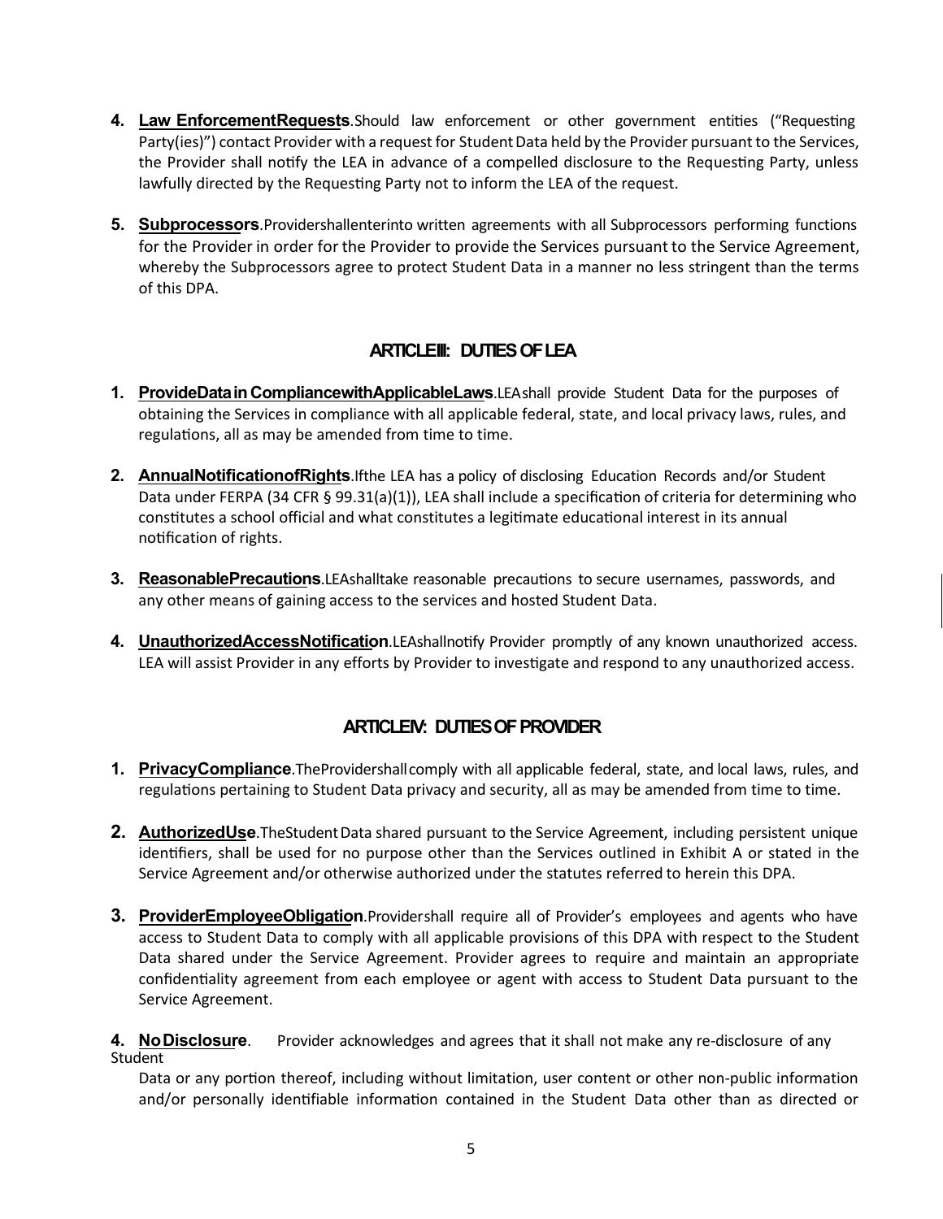4. **Law Enforcement Requests**. Should law enforcement or other government entities ("Requesting Party(ies)") contact Provider with a request for Student Data held by the Provider pursuant to the Services, the Provider shall notify the LEA in advance of a compelled disclosure to the Requesting Party, unless lawfully directed by the Requesting Party not to inform the LEA of the request.

5. **Subprocessors**. Provider shall enter into written agreements with all Subprocessors performing functions for the Provider in order for the Provider to provide the Services pursuant to the Service Agreement, whereby the Subprocessors agree to protect Student Data in a manner no less stringent than the terms of this DPA.

## ARTICLE III: DUTIES OF LEA

1. **Provide Data in Compliance with Applicable Laws**. LEA shall provide Student Data for the purposes of obtaining the Services in compliance with all applicable federal, state, and local privacy laws, rules, and regulations, all as may be amended from time to time.

2. **Annual Notification of Rights**. If the LEA has a policy of disclosing Education Records and/or Student Data under FERPA (34 CFR § 99.31(a)(1)), LEA shall include a specification of criteria for determining who constitutes a school official and what constitutes a legitimate educational interest in its annual notification of rights.

3. **Reasonable Precautions**. LEA shall take reasonable precautions to secure usernames, passwords, and any other means of gaining access to the services and hosted Student Data.

4. **Unauthorized Access Notification**. LEA shall notify Provider promptly of any known unauthorized access. LEA will assist Provider in any efforts by Provider to investigate and respond to any unauthorized access.

## ARTICLE IV: DUTIES OF PROVIDER

1. **Privacy Compliance**. The Provider shall comply with all applicable federal, state, and local laws, rules, and regulations pertaining to Student Data privacy and security, all as may be amended from time to time.

2. **Authorized Use**. The Student Data shared pursuant to the Service Agreement, including persistent unique identifiers, shall be used for no purpose other than the Services outlined in Exhibit A or stated in the Service Agreement and/or otherwise authorized under the statutes referred to herein this DPA.

3. **Provider Employee Obligation**. Provider shall require all of Provider's employees and agents who have access to Student Data to comply with all applicable provisions of this DPA with respect to the Student Data shared under the Service Agreement. Provider agrees to require and maintain an appropriate confidentiality agreement from each employee or agent with access to Student Data pursuant to the Service Agreement.

4. **No Disclosure**. Provider acknowledges and agrees that it shall not make any re-disclosure of any Student Data or any portion thereof, including without limitation, user content or other non-public information and/or personally identifiable information contained in the Student Data other than as directed or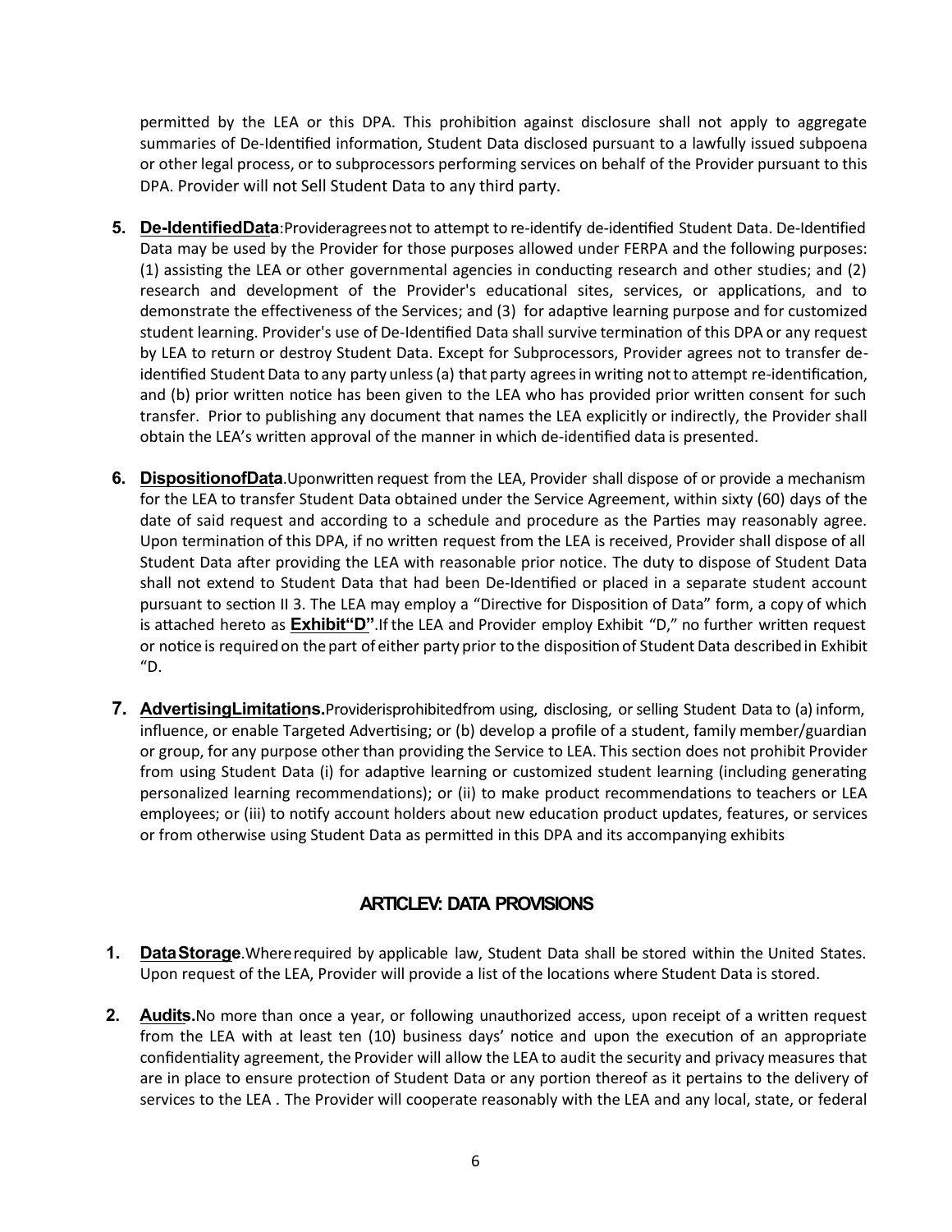permitted by the LEA or this DPA. This prohibition against disclosure shall not apply to aggregate summaries of De-Identified information, Student Data disclosed pursuant to a lawfully issued subpoena or other legal process, or to subprocessors performing services on behalf of the Provider pursuant to this DPA. Provider will not Sell Student Data to any third party.

5. **De-IdentifiedData**:Provideragrees not to attempt to re-identify de-identified Student Data. De-Identified Data may be used by the Provider for those purposes allowed under FERPA and the following purposes: (1) assisting the LEA or other governmental agencies in conducting research and other studies; and (2) research and development of the Provider's educational sites, services, or applications, and to demonstrate the effectiveness of the Services; and (3) for adaptive learning purpose and for customized student learning. Provider's use of De-Identified Data shall survive termination of this DPA or any request by LEA to return or destroy Student Data. Except for Subprocessors, Provider agrees not to transfer de-identified Student Data to any party unless (a) that party agrees in writing not to attempt re-identification, and (b) prior written notice has been given to the LEA who has provided prior written consent for such transfer. Prior to publishing any document that names the LEA explicitly or indirectly, the Provider shall obtain the LEA's written approval of the manner in which de-identified data is presented.

6. **DispositionofData**.Uponwritten request from the LEA, Provider shall dispose of or provide a mechanism for the LEA to transfer Student Data obtained under the Service Agreement, within sixty (60) days of the date of said request and according to a schedule and procedure as the Parties may reasonably agree. Upon termination of this DPA, if no written request from the LEA is received, Provider shall dispose of all Student Data after providing the LEA with reasonable prior notice. The duty to dispose of Student Data shall not extend to Student Data that had been De-Identified or placed in a separate student account pursuant to section II 3. The LEA may employ a "Directive for Disposition of Data" form, a copy of which is attached hereto as **Exhibit"D"**.If the LEA and Provider employ Exhibit "D," no further written request or notice is required on the part of either party prior to the disposition of Student Data described in Exhibit "D.

7. **AdvertisingLimitations.**Providerisprohibitedfrom using, disclosing, or selling Student Data to (a) inform, influence, or enable Targeted Advertising; or (b) develop a profile of a student, family member/guardian or group, for any purpose other than providing the Service to LEA. This section does not prohibit Provider from using Student Data (i) for adaptive learning or customized student learning (including generating personalized learning recommendations); or (ii) to make product recommendations to teachers or LEA employees; or (iii) to notify account holders about new education product updates, features, or services or from otherwise using Student Data as permitted in this DPA and its accompanying exhibits

## ARTICLEV: DATA PROVISIONS

1. **DataStorage**.Whererequired by applicable law, Student Data shall be stored within the United States. Upon request of the LEA, Provider will provide a list of the locations where Student Data is stored.

2. **Audits.**No more than once a year, or following unauthorized access, upon receipt of a written request from the LEA with at least ten (10) business days' notice and upon the execution of an appropriate confidentiality agreement, the Provider will allow the LEA to audit the security and privacy measures that are in place to ensure protection of Student Data or any portion thereof as it pertains to the delivery of services to the LEA . The Provider will cooperate reasonably with the LEA and any local, state, or federal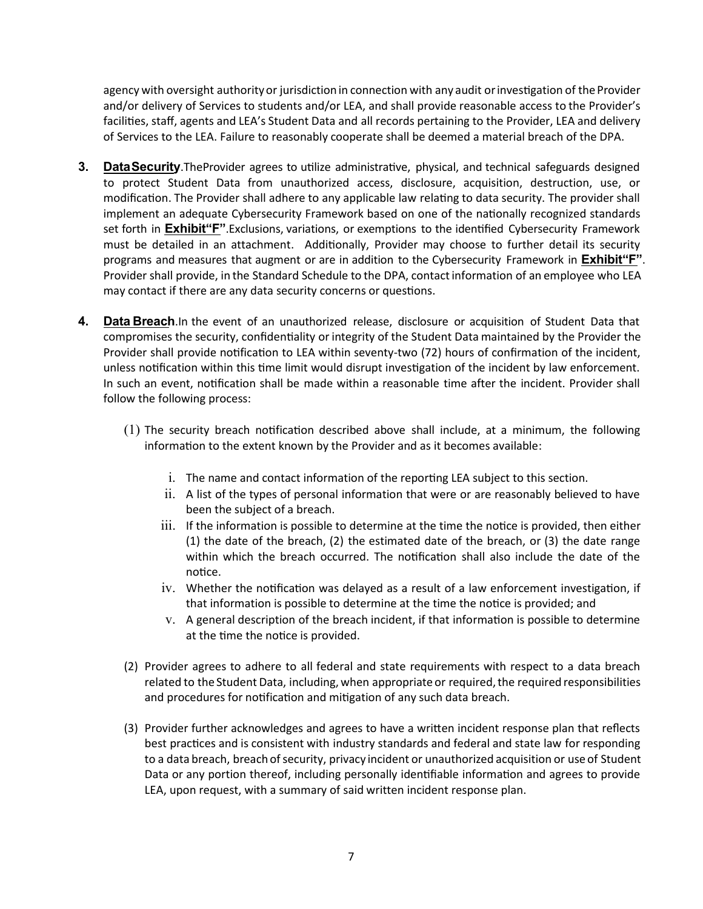agency with oversight authority or jurisdiction in connection with any audit or investigation of the Provider and/or delivery of Services to students and/or LEA, and shall provide reasonable access to the Provider's facilities, staff, agents and LEA's Student Data and all records pertaining to the Provider, LEA and delivery of Services to the LEA. Failure to reasonably cooperate shall be deemed a material breach of the DPA.

3. **Data Security**. The Provider agrees to utilize administrative, physical, and technical safeguards designed to protect Student Data from unauthorized access, disclosure, acquisition, destruction, use, or modification. The Provider shall adhere to any applicable law relating to data security. The provider shall implement an adequate Cybersecurity Framework based on one of the nationally recognized standards set forth in **Exhibit "F"**. Exclusions, variations, or exemptions to the identified Cybersecurity Framework must be detailed in an attachment. Additionally, Provider may choose to further detail its security programs and measures that augment or are in addition to the Cybersecurity Framework in **Exhibit "F"**. Provider shall provide, in the Standard Schedule to the DPA, contact information of an employee who LEA may contact if there are any data security concerns or questions.

4. **Data Breach**. In the event of an unauthorized release, disclosure or acquisition of Student Data that compromises the security, confidentiality or integrity of the Student Data maintained by the Provider the Provider shall provide notification to LEA within seventy-two (72) hours of confirmation of the incident, unless notification within this time limit would disrupt investigation of the incident by law enforcement. In such an event, notification shall be made within a reasonable time after the incident. Provider shall follow the following process:

   (1) The security breach notification described above shall include, at a minimum, the following information to the extent known by the Provider and as it becomes available:

      i. The name and contact information of the reporting LEA subject to this section.
      ii. A list of the types of personal information that were or are reasonably believed to have been the subject of a breach.
      iii. If the information is possible to determine at the time the notice is provided, then either (1) the date of the breach, (2) the estimated date of the breach, or (3) the date range within which the breach occurred. The notification shall also include the date of the notice.
      iv. Whether the notification was delayed as a result of a law enforcement investigation, if that information is possible to determine at the time the notice is provided; and
      v. A general description of the breach incident, if that information is possible to determine at the time the notice is provided.

   (2) Provider agrees to adhere to all federal and state requirements with respect to a data breach related to the Student Data, including, when appropriate or required, the required responsibilities and procedures for notification and mitigation of any such data breach.

   (3) Provider further acknowledges and agrees to have a written incident response plan that reflects best practices and is consistent with industry standards and federal and state law for responding to a data breach, breach of security, privacy incident or unauthorized acquisition or use of Student Data or any portion thereof, including personally identifiable information and agrees to provide LEA, upon request, with a summary of said written incident response plan.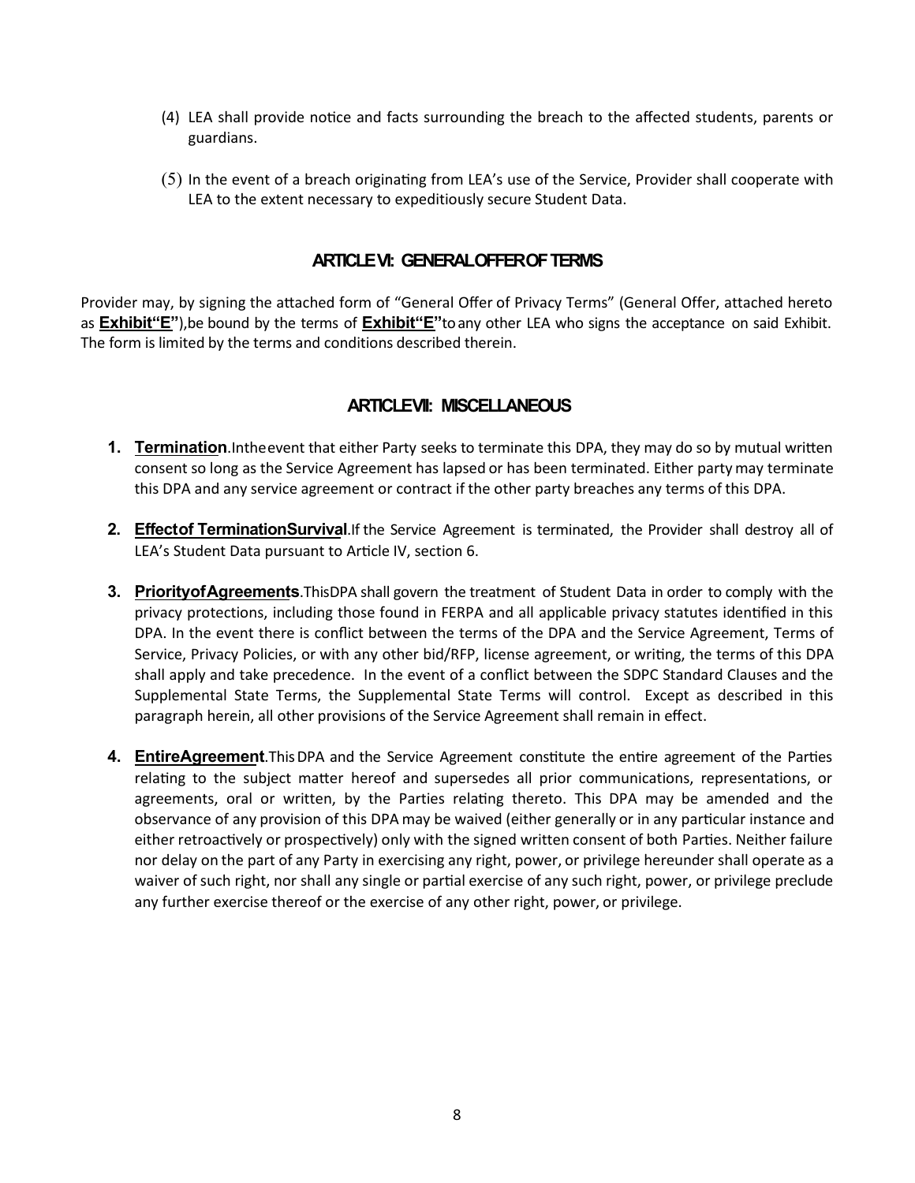(4) LEA shall provide notice and facts surrounding the breach to the affected students, parents or guardians.

(5) In the event of a breach originating from LEA's use of the Service, Provider shall cooperate with LEA to the extent necessary to expeditiously secure Student Data.

## ARTICLE VI: GENERAL OFFER OF TERMS

Provider may, by signing the attached form of "General Offer of Privacy Terms" (General Offer, attached hereto as **Exhibit "E"**), be bound by the terms of **Exhibit "E"** to any other LEA who signs the acceptance on said Exhibit. The form is limited by the terms and conditions described therein.

## ARTICLE VII: MISCELLANEOUS

1. **Termination**. In the event that either Party seeks to terminate this DPA, they may do so by mutual written consent so long as the Service Agreement has lapsed or has been terminated. Either party may terminate this DPA and any service agreement or contract if the other party breaches any terms of this DPA.

2. **Effect of Termination Survival**. If the Service Agreement is terminated, the Provider shall destroy all of LEA's Student Data pursuant to Article IV, section 6.

3. **Priority of Agreements**. This DPA shall govern the treatment of Student Data in order to comply with the privacy protections, including those found in FERPA and all applicable privacy statutes identified in this DPA. In the event there is conflict between the terms of the DPA and the Service Agreement, Terms of Service, Privacy Policies, or with any other bid/RFP, license agreement, or writing, the terms of this DPA shall apply and take precedence. In the event of a conflict between the SDPC Standard Clauses and the Supplemental State Terms, the Supplemental State Terms will control. Except as described in this paragraph herein, all other provisions of the Service Agreement shall remain in effect.

4. **Entire Agreement**. This DPA and the Service Agreement constitute the entire agreement of the Parties relating to the subject matter hereof and supersedes all prior communications, representations, or agreements, oral or written, by the Parties relating thereto. This DPA may be amended and the observance of any provision of this DPA may be waived (either generally or in any particular instance and either retroactively or prospectively) only with the signed written consent of both Parties. Neither failure nor delay on the part of any Party in exercising any right, power, or privilege hereunder shall operate as a waiver of such right, nor shall any single or partial exercise of any such right, power, or privilege preclude any further exercise thereof or the exercise of any other right, power, or privilege.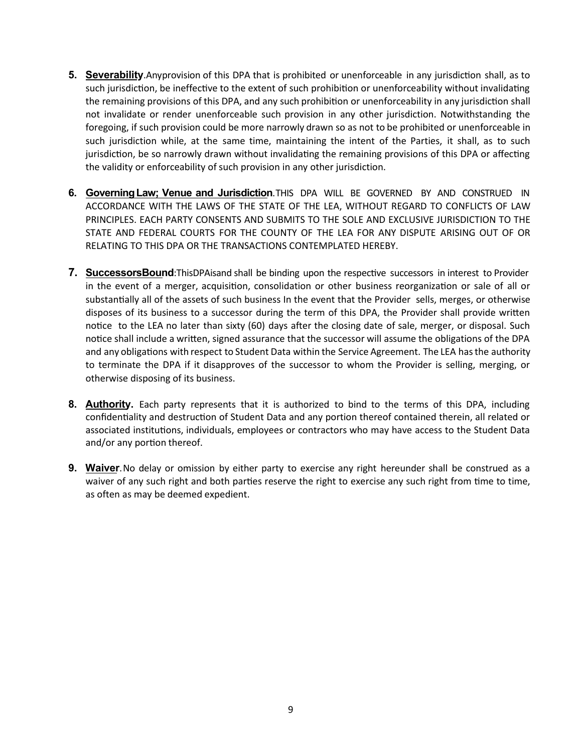5. **Severability**.Anyprovision of this DPA that is prohibited or unenforceable in any jurisdiction shall, as to such jurisdiction, be ineffective to the extent of such prohibition or unenforceability without invalidating the remaining provisions of this DPA, and any such prohibition or unenforceability in any jurisdiction shall not invalidate or render unenforceable such provision in any other jurisdiction. Notwithstanding the foregoing, if such provision could be more narrowly drawn so as not to be prohibited or unenforceable in such jurisdiction while, at the same time, maintaining the intent of the Parties, it shall, as to such jurisdiction, be so narrowly drawn without invalidating the remaining provisions of this DPA or affecting the validity or enforceability of such provision in any other jurisdiction.

6. **Governing Law; Venue and Jurisdiction**.THIS DPA WILL BE GOVERNED BY AND CONSTRUED IN ACCORDANCE WITH THE LAWS OF THE STATE OF THE LEA, WITHOUT REGARD TO CONFLICTS OF LAW PRINCIPLES. EACH PARTY CONSENTS AND SUBMITS TO THE SOLE AND EXCLUSIVE JURISDICTION TO THE STATE AND FEDERAL COURTS FOR THE COUNTY OF THE LEA FOR ANY DISPUTE ARISING OUT OF OR RELATING TO THIS DPA OR THE TRANSACTIONS CONTEMPLATED HEREBY.

7. **SuccessorsBound**:ThisDPAisand shall be binding upon the respective successors in interest to Provider in the event of a merger, acquisition, consolidation or other business reorganization or sale of all or substantially all of the assets of such business In the event that the Provider sells, merges, or otherwise disposes of its business to a successor during the term of this DPA, the Provider shall provide written notice to the LEA no later than sixty (60) days after the closing date of sale, merger, or disposal. Such notice shall include a written, signed assurance that the successor will assume the obligations of the DPA and any obligations with respect to Student Data within the Service Agreement. The LEA has the authority to terminate the DPA if it disapproves of the successor to whom the Provider is selling, merging, or otherwise disposing of its business.

8. **Authority.** Each party represents that it is authorized to bind to the terms of this DPA, including confidentiality and destruction of Student Data and any portion thereof contained therein, all related or associated institutions, individuals, employees or contractors who may have access to the Student Data and/or any portion thereof.

9. **Waiver**.No delay or omission by either party to exercise any right hereunder shall be construed as a waiver of any such right and both parties reserve the right to exercise any such right from time to time, as often as may be deemed expedient.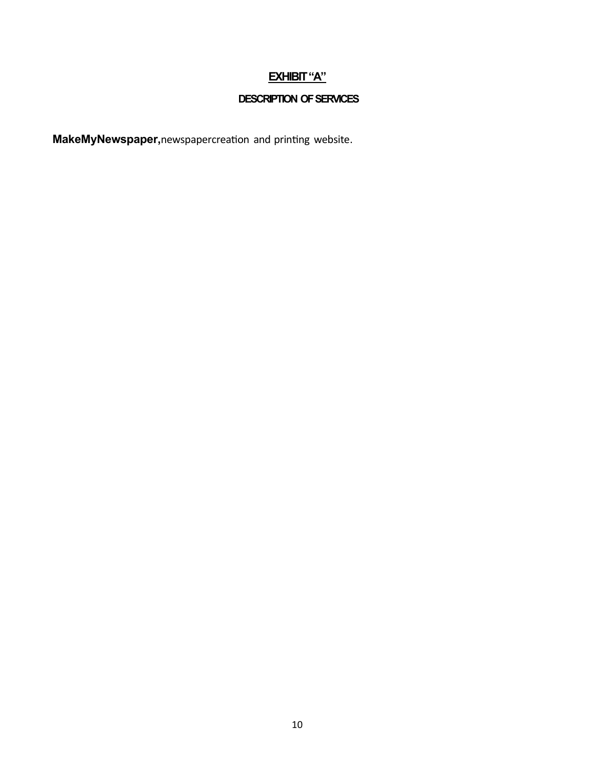# EXHIBIT "A"

## DESCRIPTION OF SERVICES

**MakeMyNewspaper,** newspaper creation and printing website.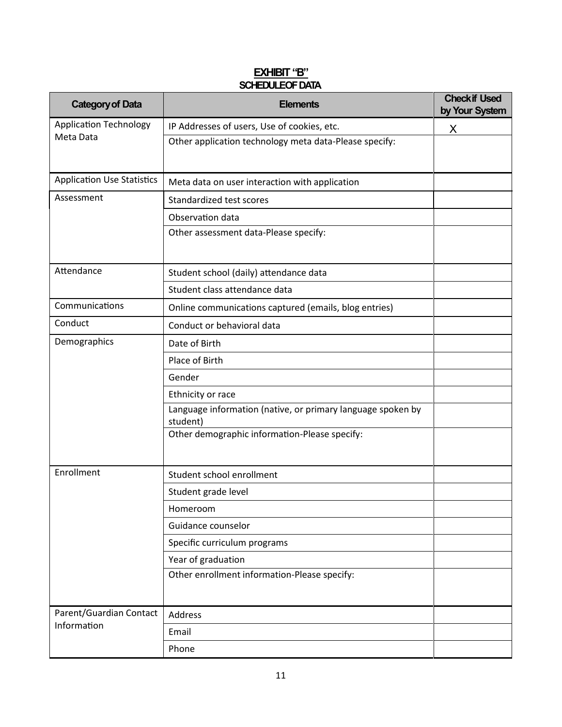## EXHIBIT "B"

### SCHEDULE OF DATA

| Category of Data | Elements | Check if Used by Your System |
|---|---|---|
| Application Technology Meta Data | IP Addresses of users, Use of cookies, etc. | X |
| | Other application technology meta data-Please specify: | |
| Application Use Statistics | Meta data on user interaction with application | |
| Assessment | Standardized test scores | |
| | Observation data | |
| | Other assessment data-Please specify: | |
| Attendance | Student school (daily) attendance data | |
| | Student class attendance data | |
| Communications | Online communications captured (emails, blog entries) | |
| Conduct | Conduct or behavioral data | |
| Demographics | Date of Birth | |
| | Place of Birth | |
| | Gender | |
| | Ethnicity or race | |
| | Language information (native, or primary language spoken by student) | |
| | Other demographic information-Please specify: | |
| Enrollment | Student school enrollment | |
| | Student grade level | |
| | Homeroom | |
| | Guidance counselor | |
| | Specific curriculum programs | |
| | Year of graduation | |
| | Other enrollment information-Please specify: | |
| Parent/Guardian Contact Information | Address | |
| | Email | |
| | Phone | |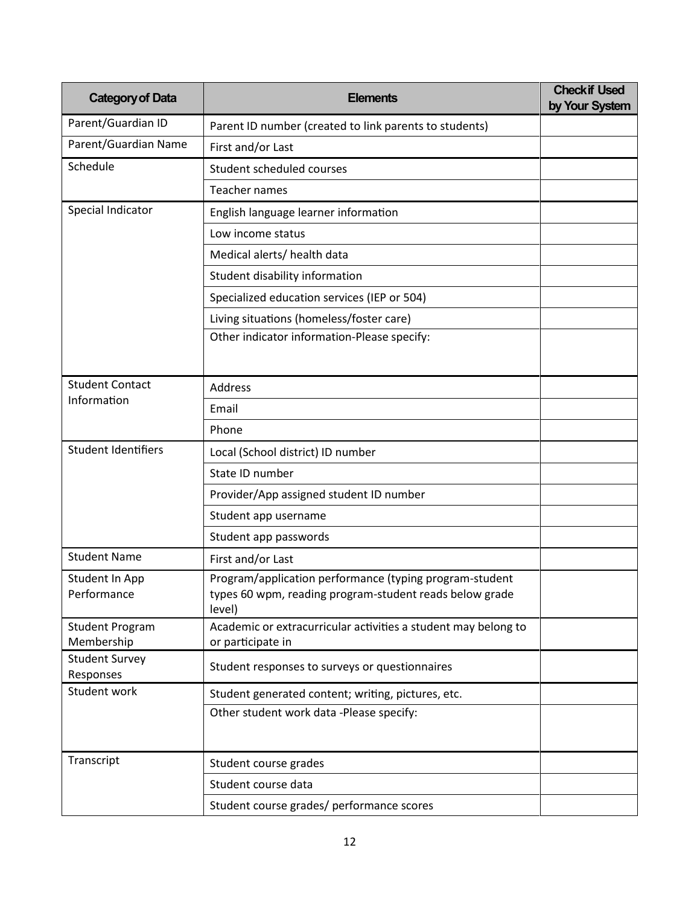| Category of Data | Elements | Check if Used by Your System |
|---|---|---|
| Parent/Guardian ID | Parent ID number (created to link parents to students) | |
| Parent/Guardian Name | First and/or Last | |
| Schedule | Student scheduled courses | |
| | Teacher names | |
| Special Indicator | English language learner information | |
| | Low income status | |
| | Medical alerts/ health data | |
| | Student disability information | |
| | Specialized education services (IEP or 504) | |
| | Living situations (homeless/foster care) | |
| | Other indicator information-Please specify: | |
| Student Contact Information | Address | |
| | Email | |
| | Phone | |
| Student Identifiers | Local (School district) ID number | |
| | State ID number | |
| | Provider/App assigned student ID number | |
| | Student app username | |
| | Student app passwords | |
| Student Name | First and/or Last | |
| Student In App Performance | Program/application performance (typing program-student types 60 wpm, reading program-student reads below grade level) | |
| Student Program Membership | Academic or extracurricular activities a student may belong to or participate in | |
| Student Survey Responses | Student responses to surveys or questionnaires | |
| Student work | Student generated content; writing, pictures, etc. | |
| | Other student work data -Please specify: | |
| Transcript | Student course grades | |
| | Student course data | |
| | Student course grades/ performance scores | |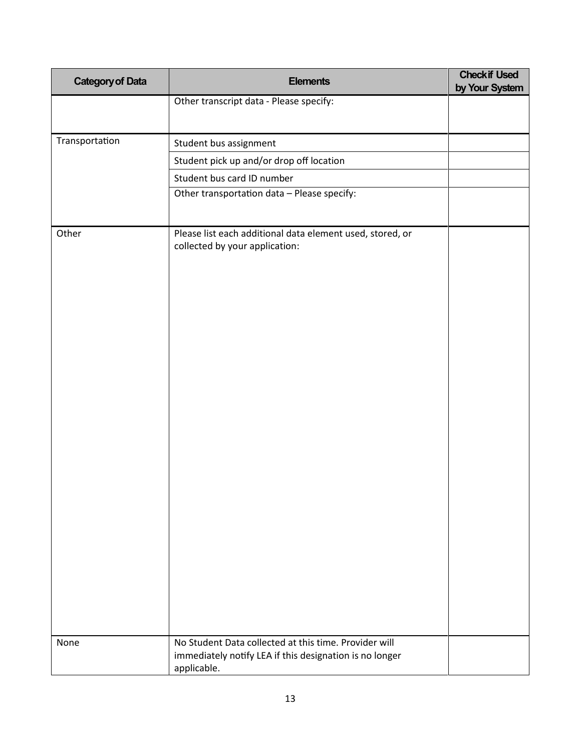| Category of Data | Elements | Check if Used by Your System |
|---|---|---|
| | Other transcript data - Please specify: | |
| Transportation | Student bus assignment | |
| | Student pick up and/or drop off location | |
| | Student bus card ID number | |
| | Other transportation data – Please specify: | |
| Other | Please list each additional data element used, stored, or collected by your application: | |
| None | No Student Data collected at this time. Provider will immediately notify LEA if this designation is no longer applicable. | |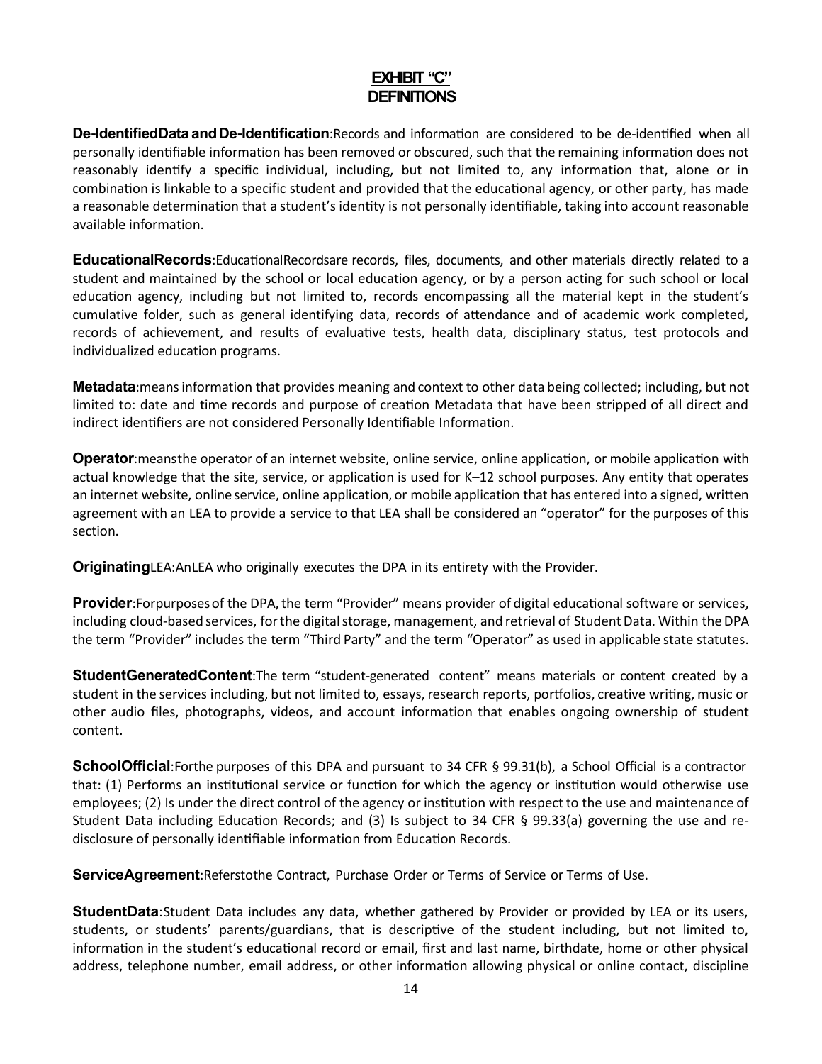# EXHIBIT "C"
# DEFINITIONS

**De-Identified Data and De-Identification**: Records and information are considered to be de-identified when all personally identifiable information has been removed or obscured, such that the remaining information does not reasonably identify a specific individual, including, but not limited to, any information that, alone or in combination is linkable to a specific student and provided that the educational agency, or other party, has made a reasonable determination that a student's identity is not personally identifiable, taking into account reasonable available information.

**Educational Records**: Educational Records are records, files, documents, and other materials directly related to a student and maintained by the school or local education agency, or by a person acting for such school or local education agency, including but not limited to, records encompassing all the material kept in the student's cumulative folder, such as general identifying data, records of attendance and of academic work completed, records of achievement, and results of evaluative tests, health data, disciplinary status, test protocols and individualized education programs.

**Metadata**: means information that provides meaning and context to other data being collected; including, but not limited to: date and time records and purpose of creation Metadata that have been stripped of all direct and indirect identifiers are not considered Personally Identifiable Information.

**Operator**: means the operator of an internet website, online service, online application, or mobile application with actual knowledge that the site, service, or application is used for K–12 school purposes. Any entity that operates an internet website, online service, online application, or mobile application that has entered into a signed, written agreement with an LEA to provide a service to that LEA shall be considered an "operator" for the purposes of this section.

**Originating** LEA: An LEA who originally executes the DPA in its entirety with the Provider.

**Provider**: For purposes of the DPA, the term "Provider" means provider of digital educational software or services, including cloud-based services, for the digital storage, management, and retrieval of Student Data. Within the DPA the term "Provider" includes the term "Third Party" and the term "Operator" as used in applicable state statutes.

**Student Generated Content**: The term "student-generated content" means materials or content created by a student in the services including, but not limited to, essays, research reports, portfolios, creative writing, music or other audio files, photographs, videos, and account information that enables ongoing ownership of student content.

**School Official**: For the purposes of this DPA and pursuant to 34 CFR § 99.31(b), a School Official is a contractor that: (1) Performs an institutional service or function for which the agency or institution would otherwise use employees; (2) Is under the direct control of the agency or institution with respect to the use and maintenance of Student Data including Education Records; and (3) Is subject to 34 CFR § 99.33(a) governing the use and re-disclosure of personally identifiable information from Education Records.

**Service Agreement**: Refers to the Contract, Purchase Order or Terms of Service or Terms of Use.

**Student Data**: Student Data includes any data, whether gathered by Provider or provided by LEA or its users, students, or students' parents/guardians, that is descriptive of the student including, but not limited to, information in the student's educational record or email, first and last name, birthdate, home or other physical address, telephone number, email address, or other information allowing physical or online contact, discipline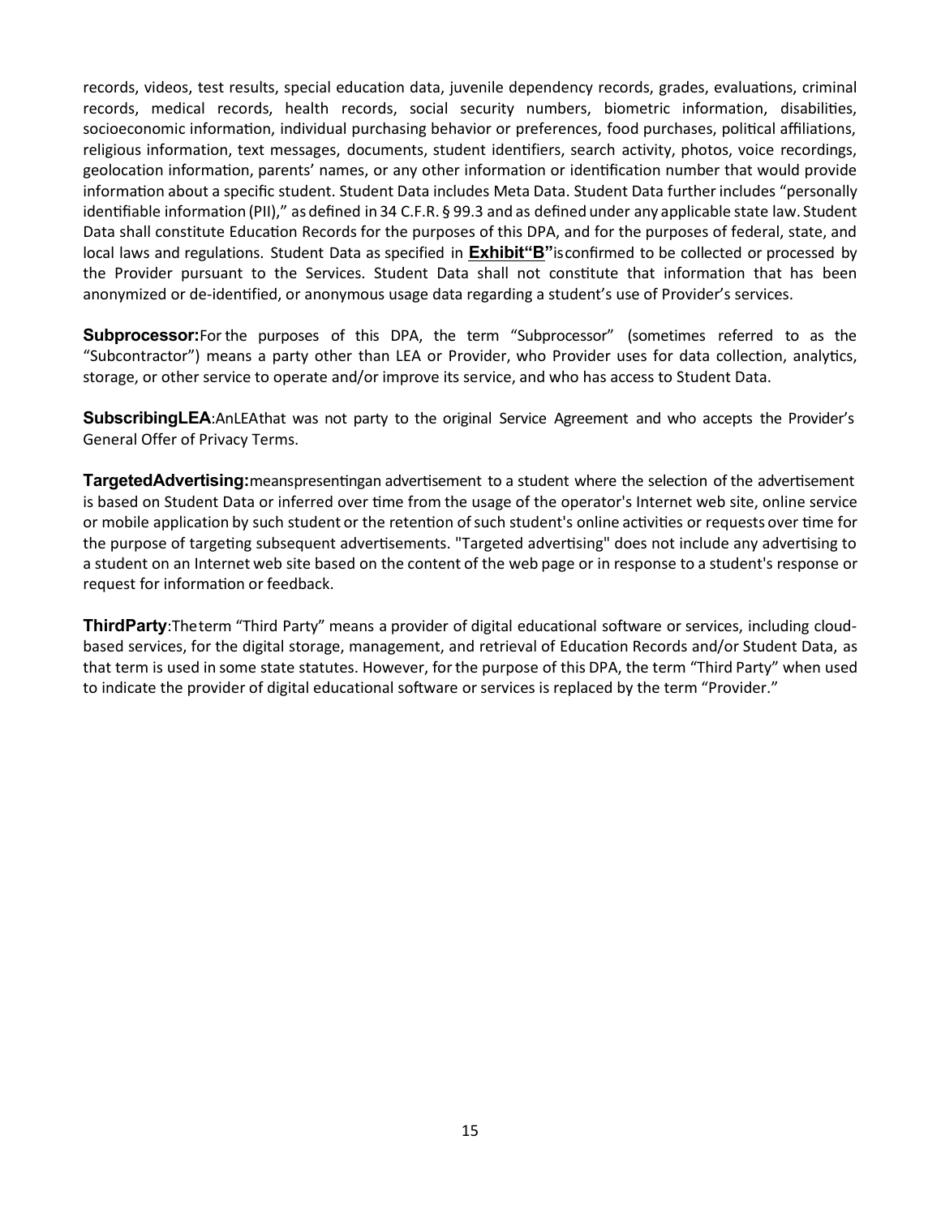records, videos, test results, special education data, juvenile dependency records, grades, evaluations, criminal records, medical records, health records, social security numbers, biometric information, disabilities, socioeconomic information, individual purchasing behavior or preferences, food purchases, political affiliations, religious information, text messages, documents, student identifiers, search activity, photos, voice recordings, geolocation information, parents' names, or any other information or identification number that would provide information about a specific student. Student Data includes Meta Data. Student Data further includes "personally identifiable information (PII)," as defined in 34 C.F.R. § 99.3 and as defined under any applicable state law. Student Data shall constitute Education Records for the purposes of this DPA, and for the purposes of federal, state, and local laws and regulations. Student Data as specified in **Exhibit "B"** is confirmed to be collected or processed by the Provider pursuant to the Services. Student Data shall not constitute that information that has been anonymized or de-identified, or anonymous usage data regarding a student's use of Provider's services.

**Subprocessor:** For the purposes of this DPA, the term "Subprocessor" (sometimes referred to as the "Subcontractor") means a party other than LEA or Provider, who Provider uses for data collection, analytics, storage, or other service to operate and/or improve its service, and who has access to Student Data.

**Subscribing LEA**: An LEA that was not party to the original Service Agreement and who accepts the Provider's General Offer of Privacy Terms.

**Targeted Advertising:** means presenting an advertisement to a student where the selection of the advertisement is based on Student Data or inferred over time from the usage of the operator's Internet web site, online service or mobile application by such student or the retention of such student's online activities or requests over time for the purpose of targeting subsequent advertisements. "Targeted advertising" does not include any advertising to a student on an Internet web site based on the content of the web page or in response to a student's response or request for information or feedback.

**Third Party**: The term "Third Party" means a provider of digital educational software or services, including cloud-based services, for the digital storage, management, and retrieval of Education Records and/or Student Data, as that term is used in some state statutes. However, for the purpose of this DPA, the term "Third Party" when used to indicate the provider of digital educational software or services is replaced by the term "Provider."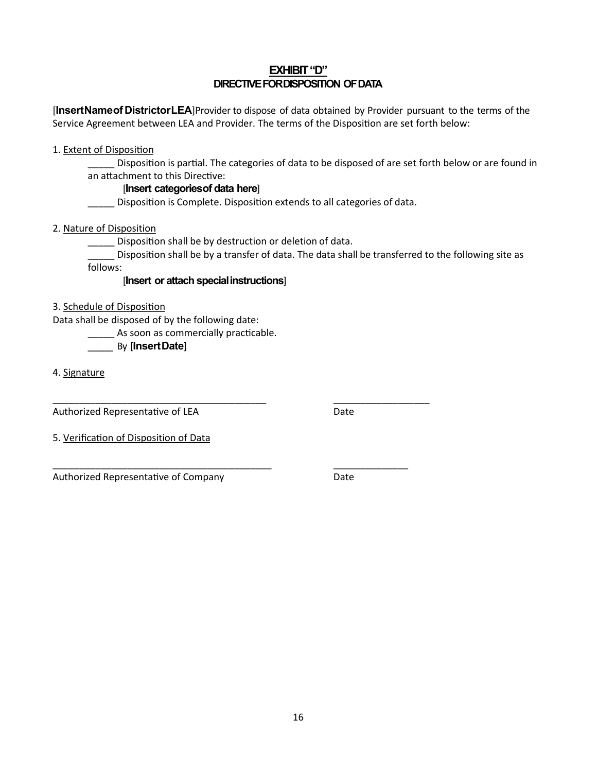## EXHIBIT "D"

### DIRECTIVE FOR DISPOSITION OF DATA

[**Insert Name of District or LEA**] Provider to dispose of data obtained by Provider pursuant to the terms of the Service Agreement between LEA and Provider. The terms of the Disposition are set forth below:

1. Extent of Disposition

    _____ Disposition is partial. The categories of data to be disposed of are set forth below or are found in an attachment to this Directive:

    [**Insert categories of data here**]

    _____ Disposition is Complete. Disposition extends to all categories of data.

2. Nature of Disposition

    _____ Disposition shall be by destruction or deletion of data.

    _____ Disposition shall be by a transfer of data. The data shall be transferred to the following site as follows:

    [**Insert or attach special instructions**]

3. Schedule of Disposition

Data shall be disposed of by the following date:

    _____ As soon as commercially practicable.

    _____ By [**Insert Date**]

4. Signature

__________________________________________ __________________

Authorized Representative of LEA Date

5. Verification of Disposition of Data

___________________________________________ ______________

Authorized Representative of Company Date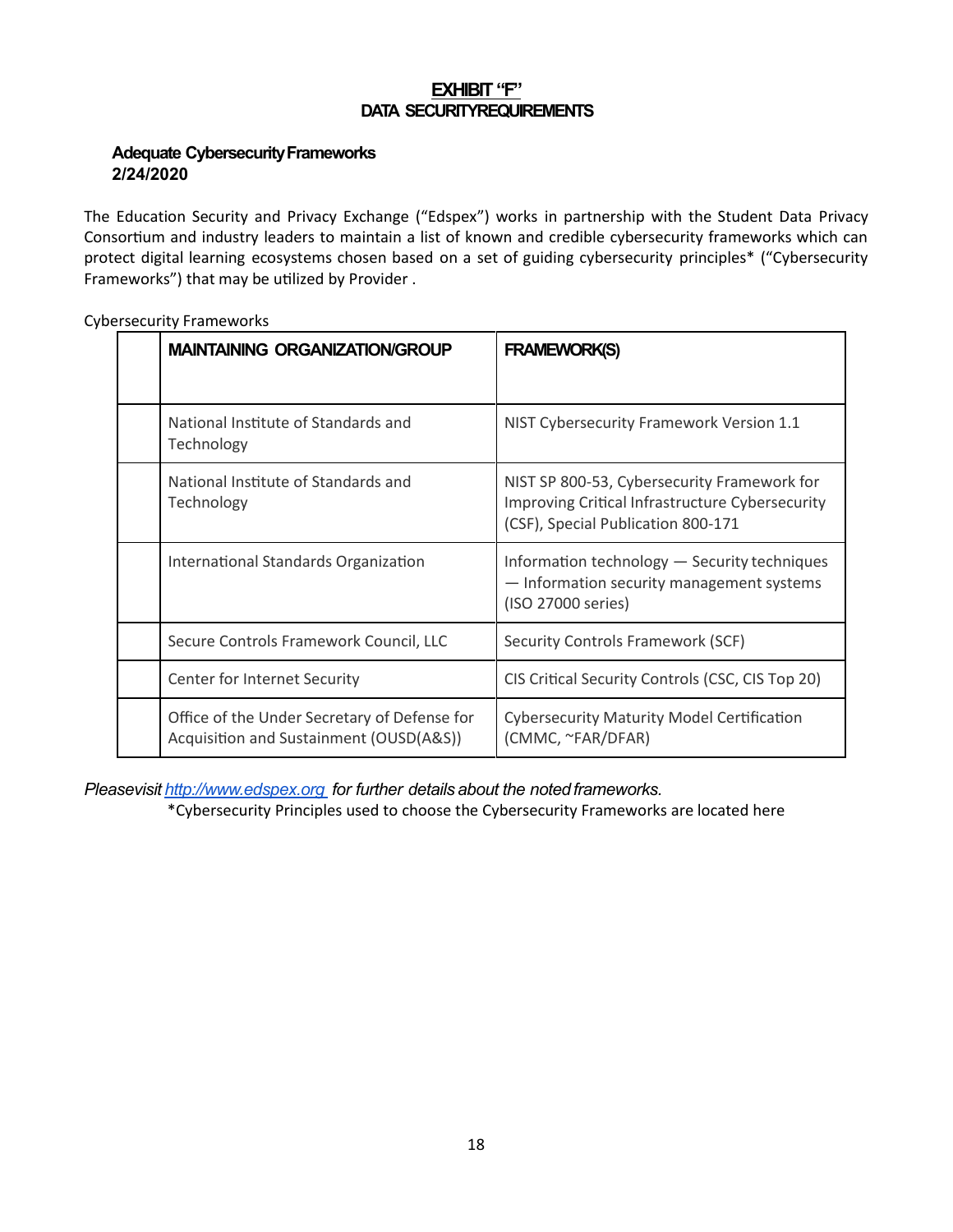# EXHIBIT "F"
## DATA SECURITYREQUIREMENTS

**Adequate Cybersecurity Frameworks**
**2/24/2020**

The Education Security and Privacy Exchange ("Edspex") works in partnership with the Student Data Privacy Consortium and industry leaders to maintain a list of known and credible cybersecurity frameworks which can protect digital learning ecosystems chosen based on a set of guiding cybersecurity principles* ("Cybersecurity Frameworks") that may be utilized by Provider .

Cybersecurity Frameworks

| | MAINTAINING ORGANIZATION/GROUP | FRAMEWORK(S) |
|---|---|---|
| | National Institute of Standards and Technology | NIST Cybersecurity Framework Version 1.1 |
| | National Institute of Standards and Technology | NIST SP 800-53, Cybersecurity Framework for Improving Critical Infrastructure Cybersecurity (CSF), Special Publication 800-171 |
| | International Standards Organization | Information technology — Security techniques — Information security management systems (ISO 27000 series) |
| | Secure Controls Framework Council, LLC | Security Controls Framework (SCF) |
| | Center for Internet Security | CIS Critical Security Controls (CSC, CIS Top 20) |
| | Office of the Under Secretary of Defense for Acquisition and Sustainment (OUSD(A&S)) | Cybersecurity Maturity Model Certification (CMMC, ~FAR/DFAR) |

*Pleasevisit [http://www.edspex.org](http://www.edspex.org) for further details about the noted frameworks.*

*Cybersecurity Principles used to choose the Cybersecurity Frameworks are located here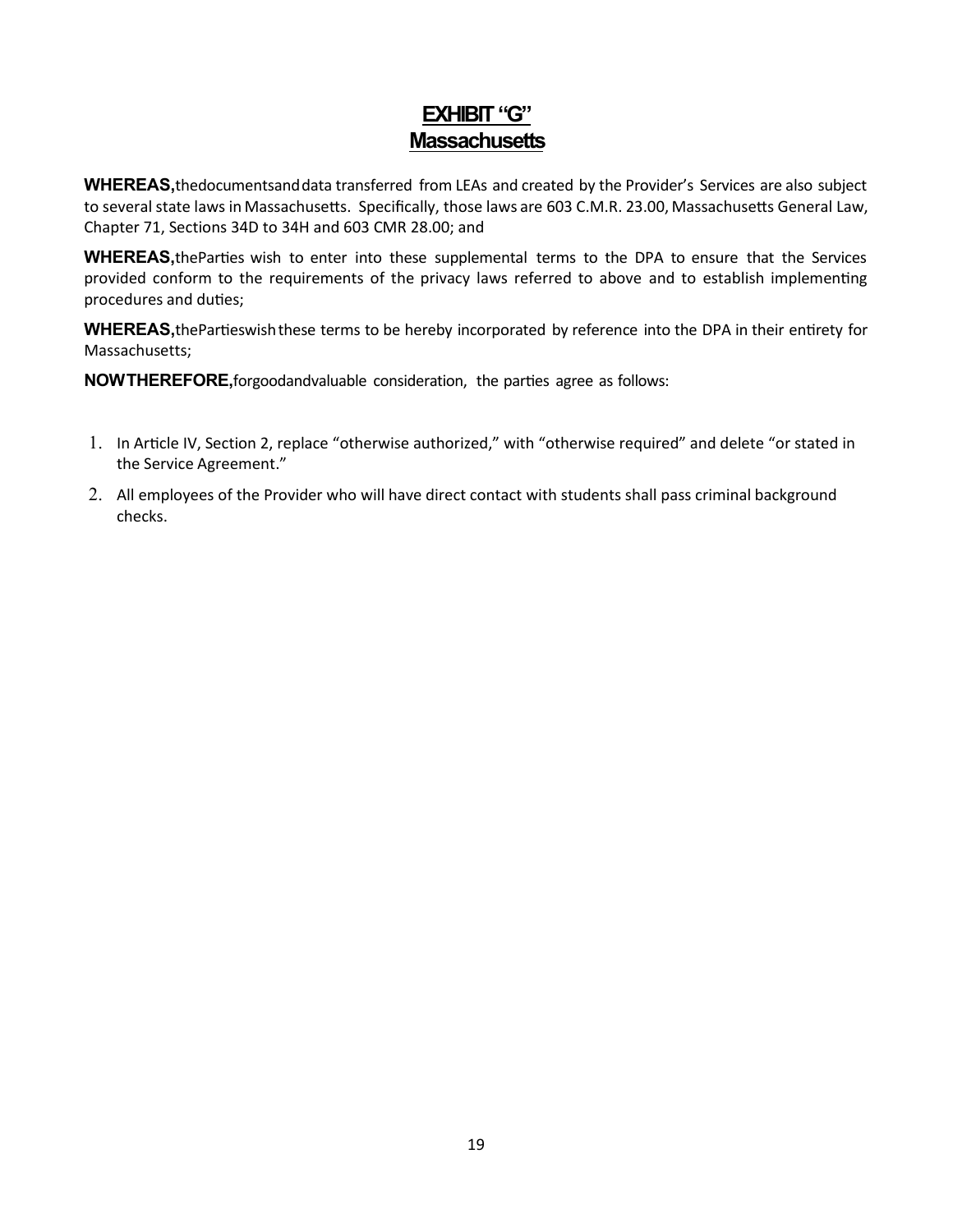# EXHIBIT "G"
## Massachusetts

**WHEREAS,** the documents and data transferred from LEAs and created by the Provider's Services are also subject to several state laws in Massachusetts. Specifically, those laws are 603 C.M.R. 23.00, Massachusetts General Law, Chapter 71, Sections 34D to 34H and 603 CMR 28.00; and

**WHEREAS,** the Parties wish to enter into these supplemental terms to the DPA to ensure that the Services provided conform to the requirements of the privacy laws referred to above and to establish implementing procedures and duties;

**WHEREAS,** the Parties wish these terms to be hereby incorporated by reference into the DPA in their entirety for Massachusetts;

**NOW THEREFORE,** for good and valuable consideration, the parties agree as follows:

1. In Article IV, Section 2, replace "otherwise authorized," with "otherwise required" and delete "or stated in the Service Agreement."
2. All employees of the Provider who will have direct contact with students shall pass criminal background checks.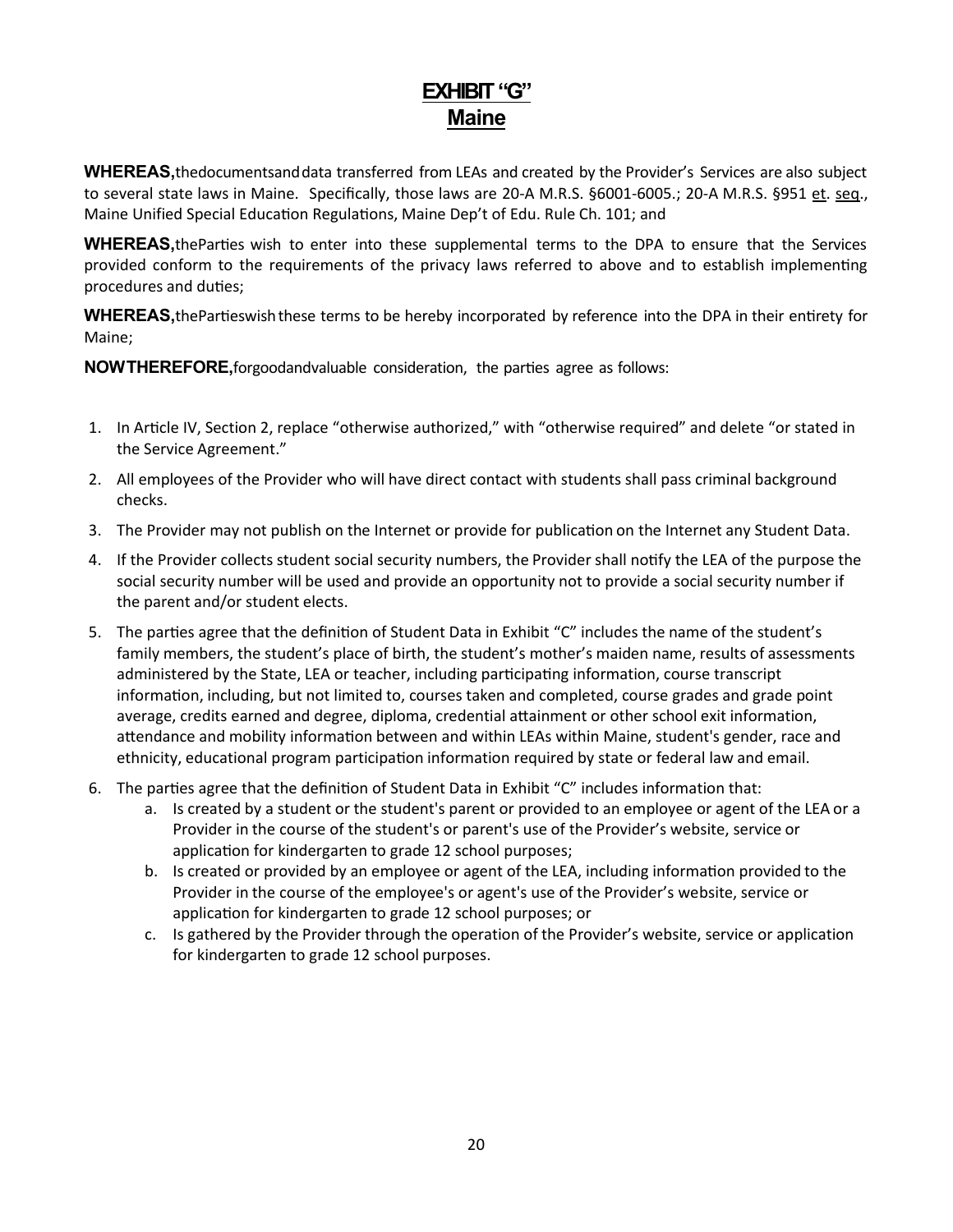# EXHIBIT "G"
## Maine

**WHEREAS,** the documents and data transferred from LEAs and created by the Provider's Services are also subject to several state laws in Maine. Specifically, those laws are 20-A M.R.S. §6001-6005.; 20-A M.R.S. §951 et. seq., Maine Unified Special Education Regulations, Maine Dep't of Edu. Rule Ch. 101; and

**WHEREAS,** the Parties wish to enter into these supplemental terms to the DPA to ensure that the Services provided conform to the requirements of the privacy laws referred to above and to establish implementing procedures and duties;

**WHEREAS,** the Parties wish these terms to be hereby incorporated by reference into the DPA in their entirety for Maine;

**NOW THEREFORE,** for good and valuable consideration, the parties agree as follows:

1. In Article IV, Section 2, replace "otherwise authorized," with "otherwise required" and delete "or stated in the Service Agreement."
2. All employees of the Provider who will have direct contact with students shall pass criminal background checks.
3. The Provider may not publish on the Internet or provide for publication on the Internet any Student Data.
4. If the Provider collects student social security numbers, the Provider shall notify the LEA of the purpose the social security number will be used and provide an opportunity not to provide a social security number if the parent and/or student elects.
5. The parties agree that the definition of Student Data in Exhibit "C" includes the name of the student's family members, the student's place of birth, the student's mother's maiden name, results of assessments administered by the State, LEA or teacher, including participating information, course transcript information, including, but not limited to, courses taken and completed, course grades and grade point average, credits earned and degree, diploma, credential attainment or other school exit information, attendance and mobility information between and within LEAs within Maine, student's gender, race and ethnicity, educational program participation information required by state or federal law and email.
6. The parties agree that the definition of Student Data in Exhibit "C" includes information that:
   a. Is created by a student or the student's parent or provided to an employee or agent of the LEA or a Provider in the course of the student's or parent's use of the Provider's website, service or application for kindergarten to grade 12 school purposes;
   b. Is created or provided by an employee or agent of the LEA, including information provided to the Provider in the course of the employee's or agent's use of the Provider's website, service or application for kindergarten to grade 12 school purposes; or
   c. Is gathered by the Provider through the operation of the Provider's website, service or application for kindergarten to grade 12 school purposes.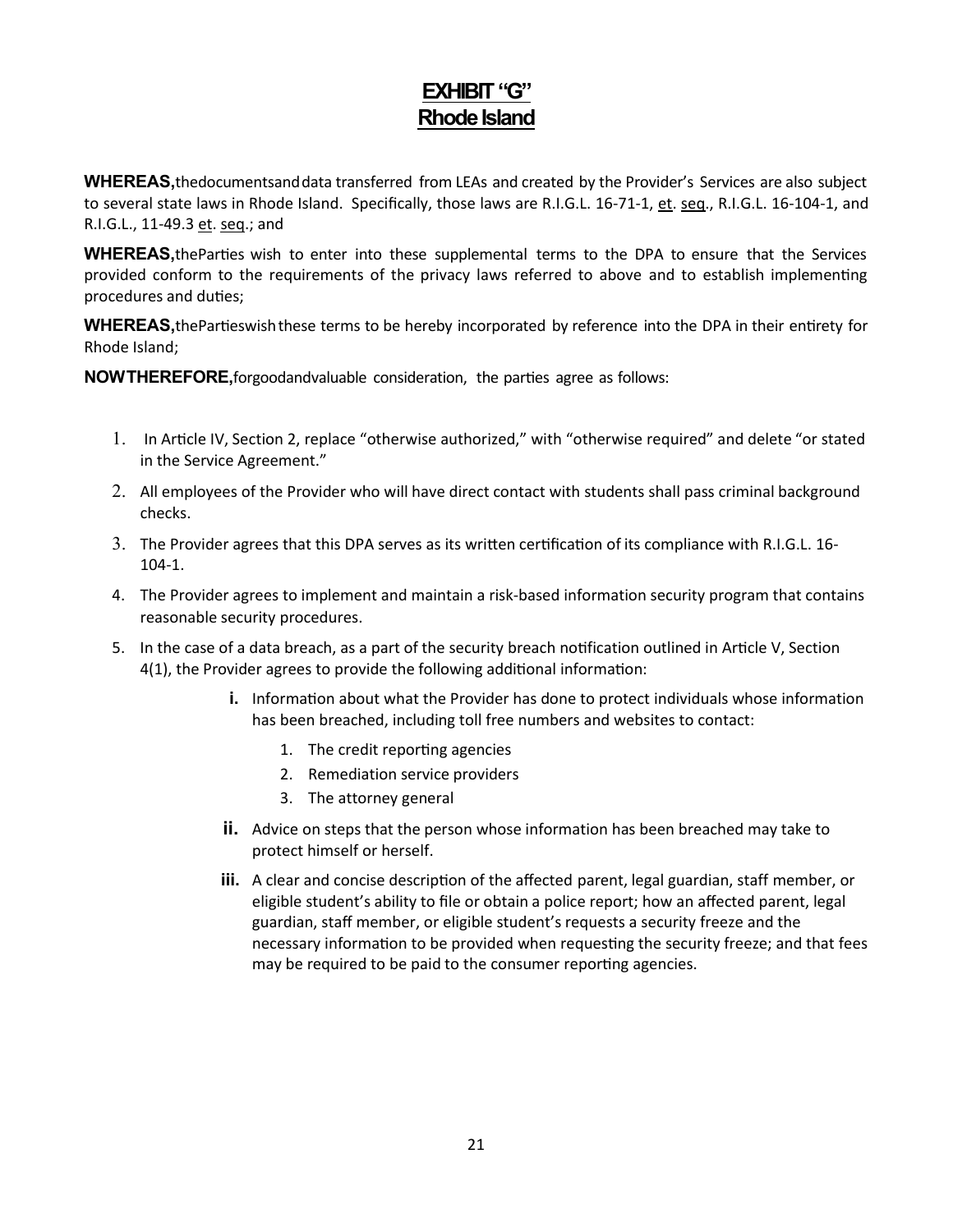# EXHIBIT "G"
## Rhode Island

**WHEREAS,** the documents and data transferred from LEAs and created by the Provider's Services are also subject to several state laws in Rhode Island. Specifically, those laws are R.I.G.L. 16-71-1, et. seq., R.I.G.L. 16-104-1, and R.I.G.L., 11-49.3 et. seq.; and

**WHEREAS,** the Parties wish to enter into these supplemental terms to the DPA to ensure that the Services provided conform to the requirements of the privacy laws referred to above and to establish implementing procedures and duties;

**WHEREAS,** the Parties wish these terms to be hereby incorporated by reference into the DPA in their entirety for Rhode Island;

**NOW THEREFORE,** for good and valuable consideration, the parties agree as follows:

1. In Article IV, Section 2, replace "otherwise authorized," with "otherwise required" and delete "or stated in the Service Agreement."
2. All employees of the Provider who will have direct contact with students shall pass criminal background checks.
3. The Provider agrees that this DPA serves as its written certification of its compliance with R.I.G.L. 16-104-1.
4. The Provider agrees to implement and maintain a risk-based information security program that contains reasonable security procedures.
5. In the case of a data breach, as a part of the security breach notification outlined in Article V, Section 4(1), the Provider agrees to provide the following additional information:
   - **i.** Information about what the Provider has done to protect individuals whose information has been breached, including toll free numbers and websites to contact:
     1. The credit reporting agencies
     2. Remediation service providers
     3. The attorney general
   - **ii.** Advice on steps that the person whose information has been breached may take to protect himself or herself.
   - **iii.** A clear and concise description of the affected parent, legal guardian, staff member, or eligible student's ability to file or obtain a police report; how an affected parent, legal guardian, staff member, or eligible student's requests a security freeze and the necessary information to be provided when requesting the security freeze; and that fees may be required to be paid to the consumer reporting agencies.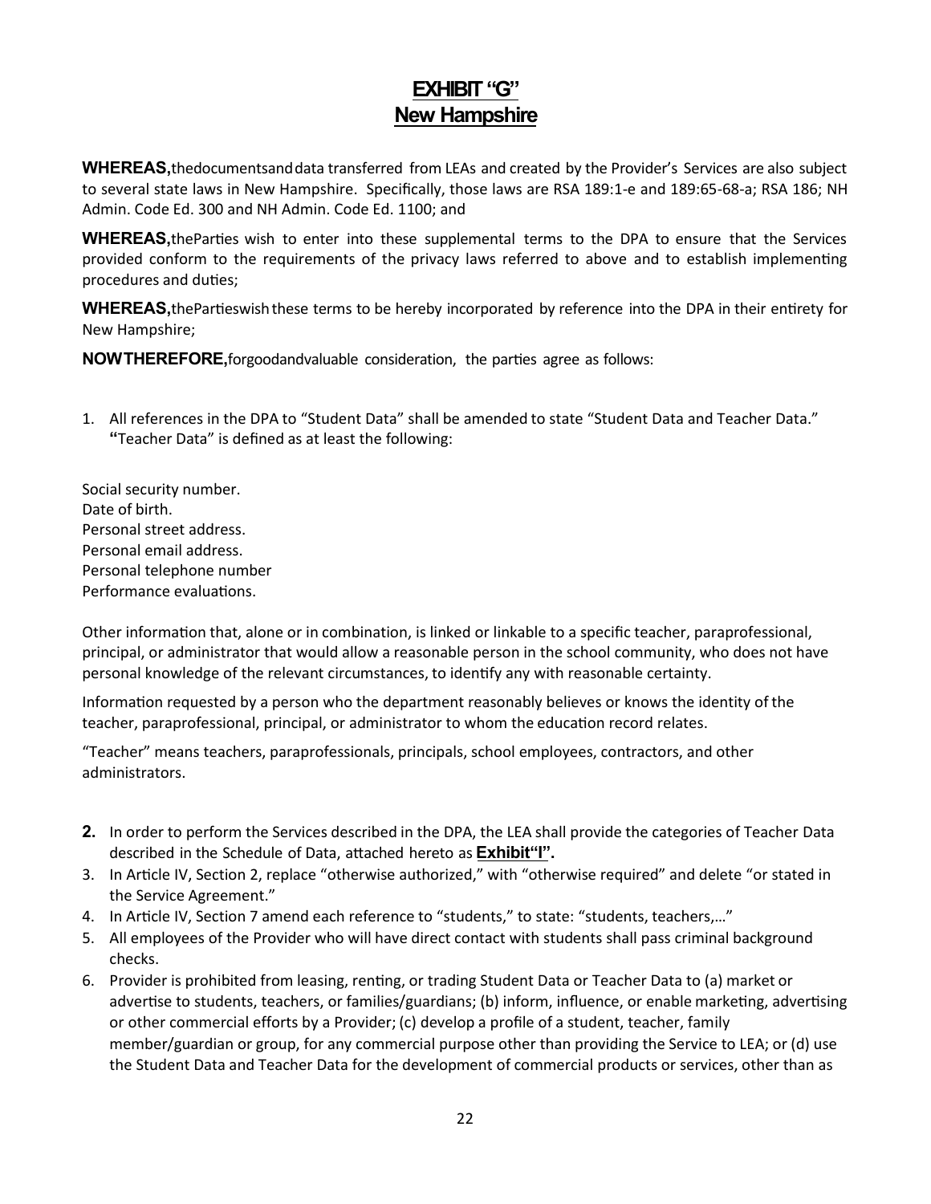# EXHIBIT "G"
# New Hampshire

**WHEREAS,** the documents and data transferred from LEAs and created by the Provider's Services are also subject to several state laws in New Hampshire. Specifically, those laws are RSA 189:1-e and 189:65-68-a; RSA 186; NH Admin. Code Ed. 300 and NH Admin. Code Ed. 1100; and

**WHEREAS,** the Parties wish to enter into these supplemental terms to the DPA to ensure that the Services provided conform to the requirements of the privacy laws referred to above and to establish implementing procedures and duties;

**WHEREAS,** the Parties wish these terms to be hereby incorporated by reference into the DPA in their entirety for New Hampshire;

**NOW THEREFORE,** for good and valuable consideration, the parties agree as follows:

1. All references in the DPA to "Student Data" shall be amended to state "Student Data and Teacher Data." **"**Teacher Data" is defined as at least the following:

Social security number.
Date of birth.
Personal street address.
Personal email address.
Personal telephone number
Performance evaluations.

Other information that, alone or in combination, is linked or linkable to a specific teacher, paraprofessional, principal, or administrator that would allow a reasonable person in the school community, who does not have personal knowledge of the relevant circumstances, to identify any with reasonable certainty.

Information requested by a person who the department reasonably believes or knows the identity of the teacher, paraprofessional, principal, or administrator to whom the education record relates.

"Teacher" means teachers, paraprofessionals, principals, school employees, contractors, and other administrators.

2. In order to perform the Services described in the DPA, the LEA shall provide the categories of Teacher Data described in the Schedule of Data, attached hereto as **Exhibit "I".**
3. In Article IV, Section 2, replace "otherwise authorized," with "otherwise required" and delete "or stated in the Service Agreement."
4. In Article IV, Section 7 amend each reference to "students," to state: "students, teachers,…"
5. All employees of the Provider who will have direct contact with students shall pass criminal background checks.
6. Provider is prohibited from leasing, renting, or trading Student Data or Teacher Data to (a) market or advertise to students, teachers, or families/guardians; (b) inform, influence, or enable marketing, advertising or other commercial efforts by a Provider; (c) develop a profile of a student, teacher, family member/guardian or group, for any commercial purpose other than providing the Service to LEA; or (d) use the Student Data and Teacher Data for the development of commercial products or services, other than as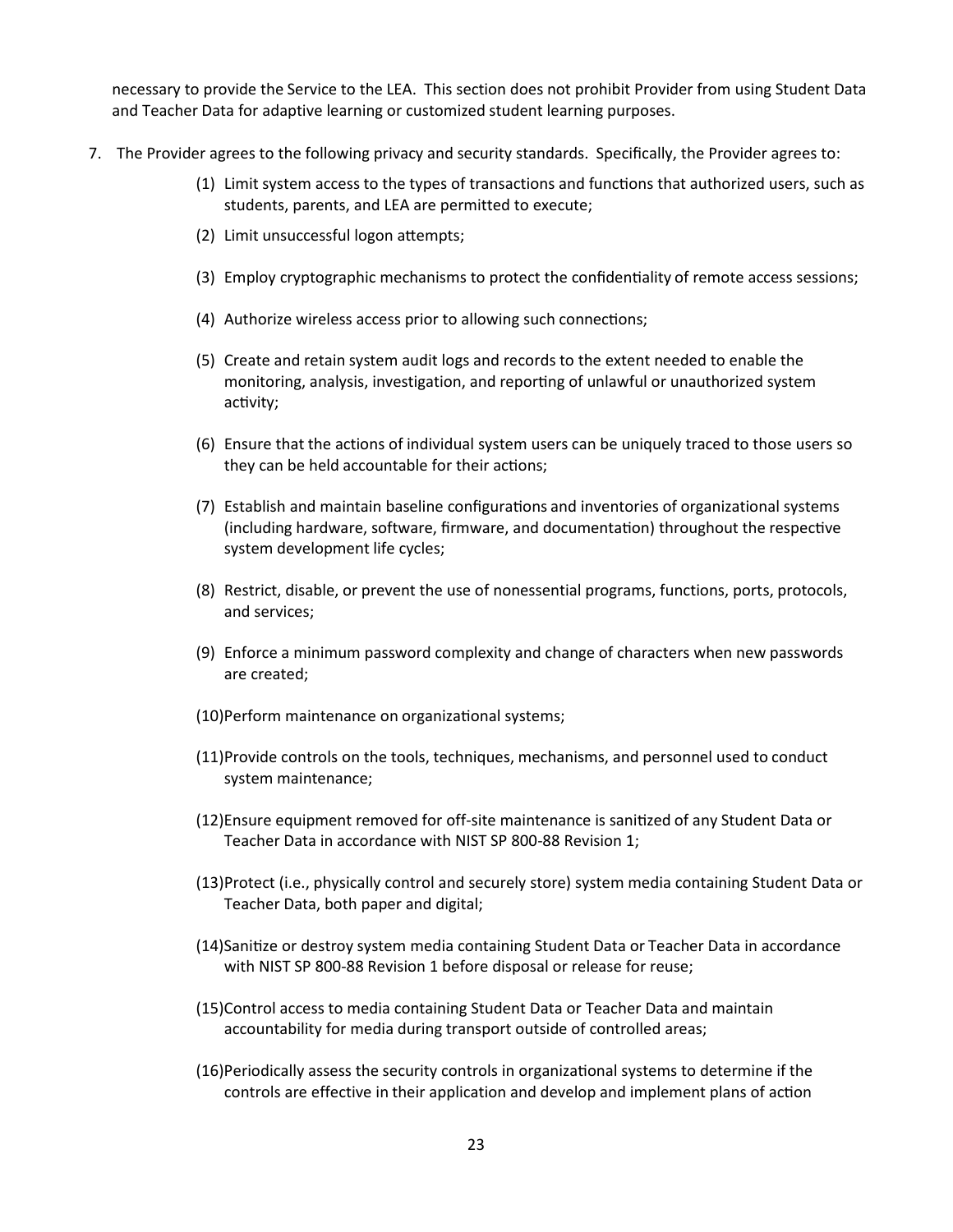necessary to provide the Service to the LEA. This section does not prohibit Provider from using Student Data and Teacher Data for adaptive learning or customized student learning purposes.

7. The Provider agrees to the following privacy and security standards. Specifically, the Provider agrees to:

   (1) Limit system access to the types of transactions and functions that authorized users, such as students, parents, and LEA are permitted to execute;

   (2) Limit unsuccessful logon attempts;

   (3) Employ cryptographic mechanisms to protect the confidentiality of remote access sessions;

   (4) Authorize wireless access prior to allowing such connections;

   (5) Create and retain system audit logs and records to the extent needed to enable the monitoring, analysis, investigation, and reporting of unlawful or unauthorized system activity;

   (6) Ensure that the actions of individual system users can be uniquely traced to those users so they can be held accountable for their actions;

   (7) Establish and maintain baseline configurations and inventories of organizational systems (including hardware, software, firmware, and documentation) throughout the respective system development life cycles;

   (8) Restrict, disable, or prevent the use of nonessential programs, functions, ports, protocols, and services;

   (9) Enforce a minimum password complexity and change of characters when new passwords are created;

   (10) Perform maintenance on organizational systems;

   (11) Provide controls on the tools, techniques, mechanisms, and personnel used to conduct system maintenance;

   (12) Ensure equipment removed for off-site maintenance is sanitized of any Student Data or Teacher Data in accordance with NIST SP 800-88 Revision 1;

   (13) Protect (i.e., physically control and securely store) system media containing Student Data or Teacher Data, both paper and digital;

   (14) Sanitize or destroy system media containing Student Data or Teacher Data in accordance with NIST SP 800-88 Revision 1 before disposal or release for reuse;

   (15) Control access to media containing Student Data or Teacher Data and maintain accountability for media during transport outside of controlled areas;

   (16) Periodically assess the security controls in organizational systems to determine if the controls are effective in their application and develop and implement plans of action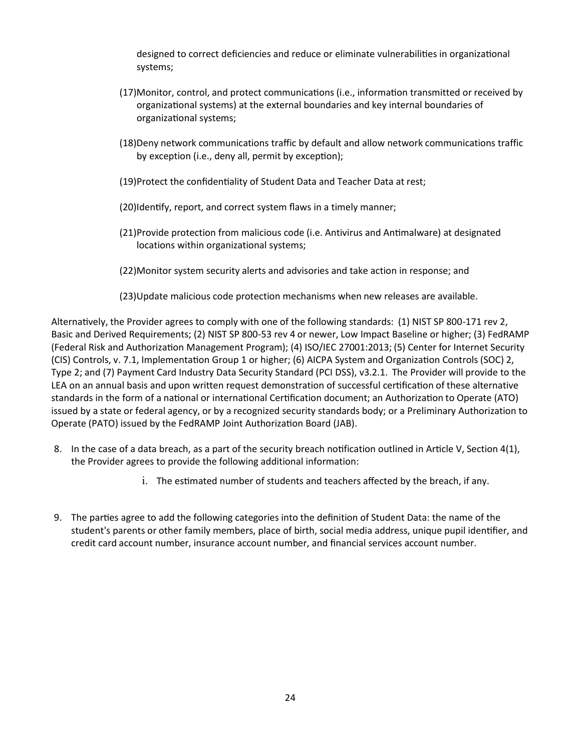designed to correct deficiencies and reduce or eliminate vulnerabilities in organizational systems;

(17)Monitor, control, and protect communications (i.e., information transmitted or received by organizational systems) at the external boundaries and key internal boundaries of organizational systems;

(18)Deny network communications traffic by default and allow network communications traffic by exception (i.e., deny all, permit by exception);

(19)Protect the confidentiality of Student Data and Teacher Data at rest;

(20)Identify, report, and correct system flaws in a timely manner;

(21)Provide protection from malicious code (i.e. Antivirus and Antimalware) at designated locations within organizational systems;

(22)Monitor system security alerts and advisories and take action in response; and

(23)Update malicious code protection mechanisms when new releases are available.

Alternatively, the Provider agrees to comply with one of the following standards: (1) NIST SP 800-171 rev 2, Basic and Derived Requirements; (2) NIST SP 800-53 rev 4 or newer, Low Impact Baseline or higher; (3) FedRAMP (Federal Risk and Authorization Management Program); (4) ISO/IEC 27001:2013; (5) Center for Internet Security (CIS) Controls, v. 7.1, Implementation Group 1 or higher; (6) AICPA System and Organization Controls (SOC) 2, Type 2; and (7) Payment Card Industry Data Security Standard (PCI DSS), v3.2.1. The Provider will provide to the LEA on an annual basis and upon written request demonstration of successful certification of these alternative standards in the form of a national or international Certification document; an Authorization to Operate (ATO) issued by a state or federal agency, or by a recognized security standards body; or a Preliminary Authorization to Operate (PATO) issued by the FedRAMP Joint Authorization Board (JAB).

8. In the case of a data breach, as a part of the security breach notification outlined in Article V, Section 4(1), the Provider agrees to provide the following additional information:

    i. The estimated number of students and teachers affected by the breach, if any.

9. The parties agree to add the following categories into the definition of Student Data: the name of the student's parents or other family members, place of birth, social media address, unique pupil identifier, and credit card account number, insurance account number, and financial services account number.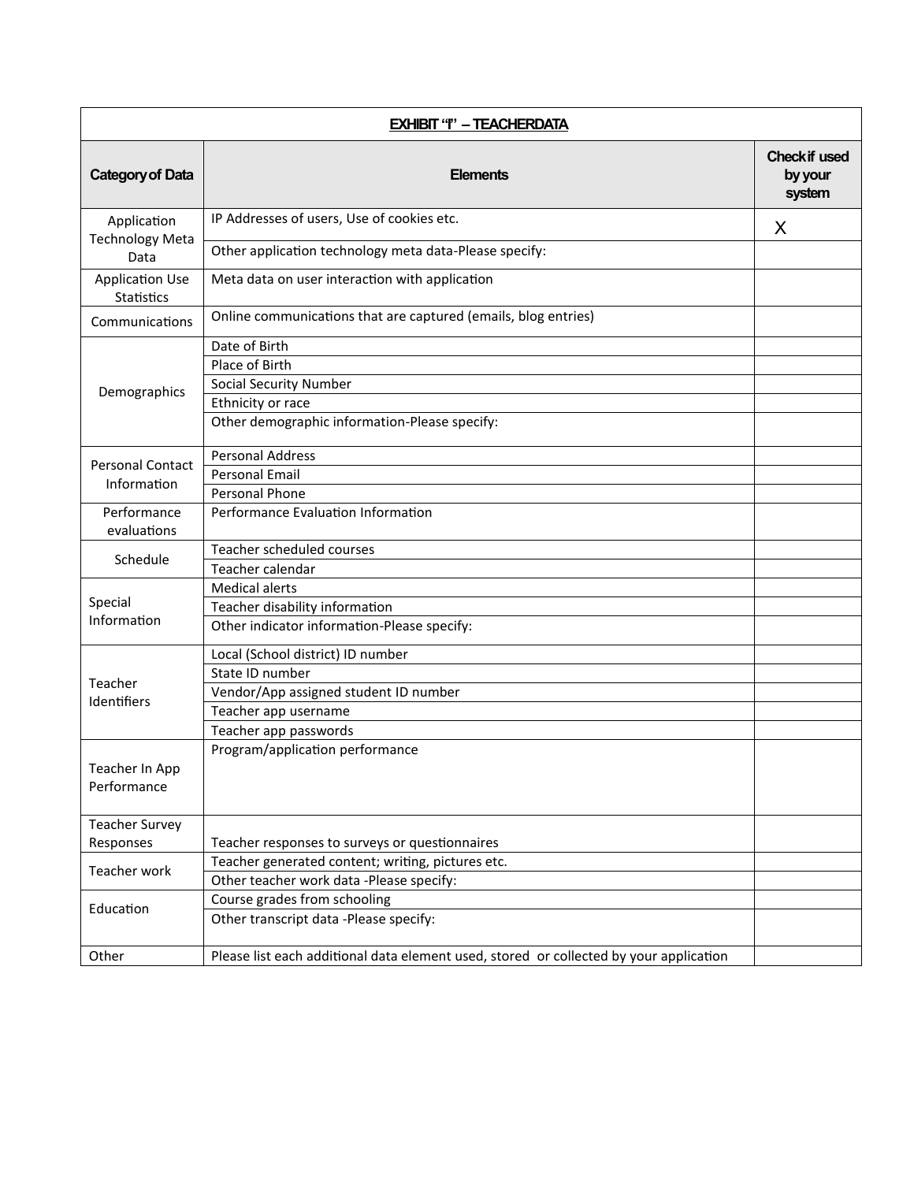| EXHIBIT "I" – TEACHERDATA | | |
|---|---|---|
| **Category of Data** | **Elements** | **Check if used by your system** |
| Application Technology Meta Data | IP Addresses of users, Use of cookies etc. | X |
| | Other application technology meta data-Please specify: | |
| Application Use Statistics | Meta data on user interaction with application | |
| Communications | Online communications that are captured (emails, blog entries) | |
| Demographics | Date of Birth | |
| | Place of Birth | |
| | Social Security Number | |
| | Ethnicity or race | |
| | Other demographic information-Please specify: | |
| Personal Contact Information | Personal Address | |
| | Personal Email | |
| | Personal Phone | |
| Performance evaluations | Performance Evaluation Information | |
| Schedule | Teacher scheduled courses | |
| | Teacher calendar | |
| Special Information | Medical alerts | |
| | Teacher disability information | |
| | Other indicator information-Please specify: | |
| Teacher Identifiers | Local (School district) ID number | |
| | State ID number | |
| | Vendor/App assigned student ID number | |
| | Teacher app username | |
| | Teacher app passwords | |
| Teacher In App Performance | Program/application performance | |
| Teacher Survey Responses | Teacher responses to surveys or questionnaires | |
| Teacher work | Teacher generated content; writing, pictures etc. | |
| | Other teacher work data -Please specify: | |
| Education | Course grades from schooling | |
| | Other transcript data -Please specify: | |
| Other | Please list each additional data element used, stored or collected by your application | |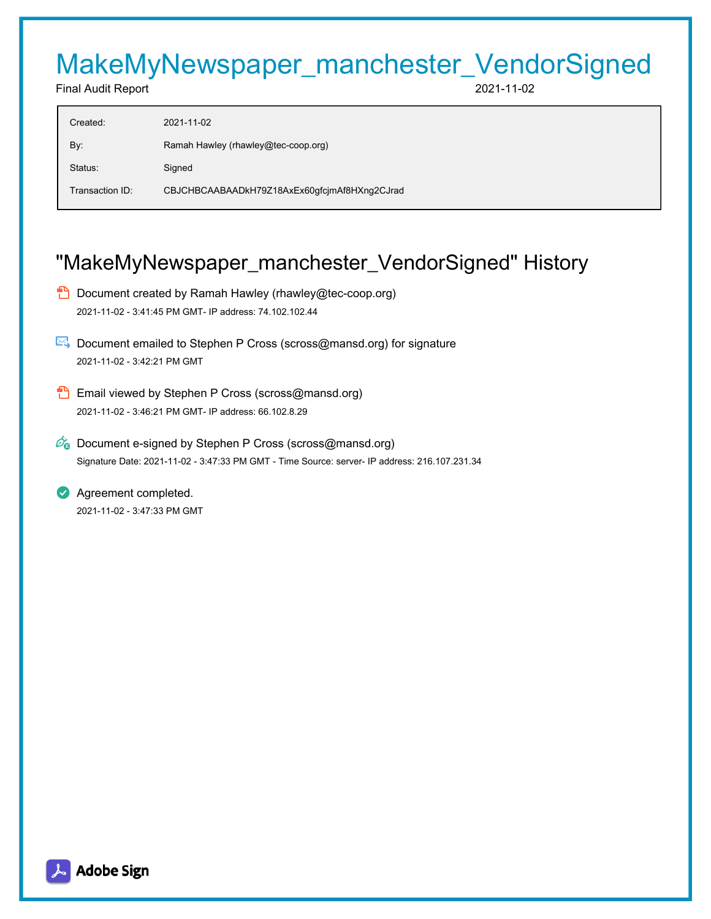# MakeMyNewspaper_manchester_VendorSigned

Final Audit Report 2021-11-02

| | |
|---|---|
| Created: | 2021-11-02 |
| By: | Ramah Hawley (rhawley@tec-coop.org) |
| Status: | Signed |
| Transaction ID: | CBJCHBCAABAADkH79Z18AxEx60gfcjmAf8HXng2CJrad |

## "MakeMyNewspaper_manchester_VendorSigned" History

- Document created by Ramah Hawley (rhawley@tec-coop.org)
  2021-11-02 - 3:41:45 PM GMT- IP address: 74.102.102.44

- Document emailed to Stephen P Cross (scross@mansd.org) for signature
  2021-11-02 - 3:42:21 PM GMT

- Email viewed by Stephen P Cross (scross@mansd.org)
  2021-11-02 - 3:46:21 PM GMT- IP address: 66.102.8.29

- Document e-signed by Stephen P Cross (scross@mansd.org)
  Signature Date: 2021-11-02 - 3:47:33 PM GMT - Time Source: server- IP address: 216.107.231.34

- Agreement completed.
  2021-11-02 - 3:47:33 PM GMT

Adobe Sign